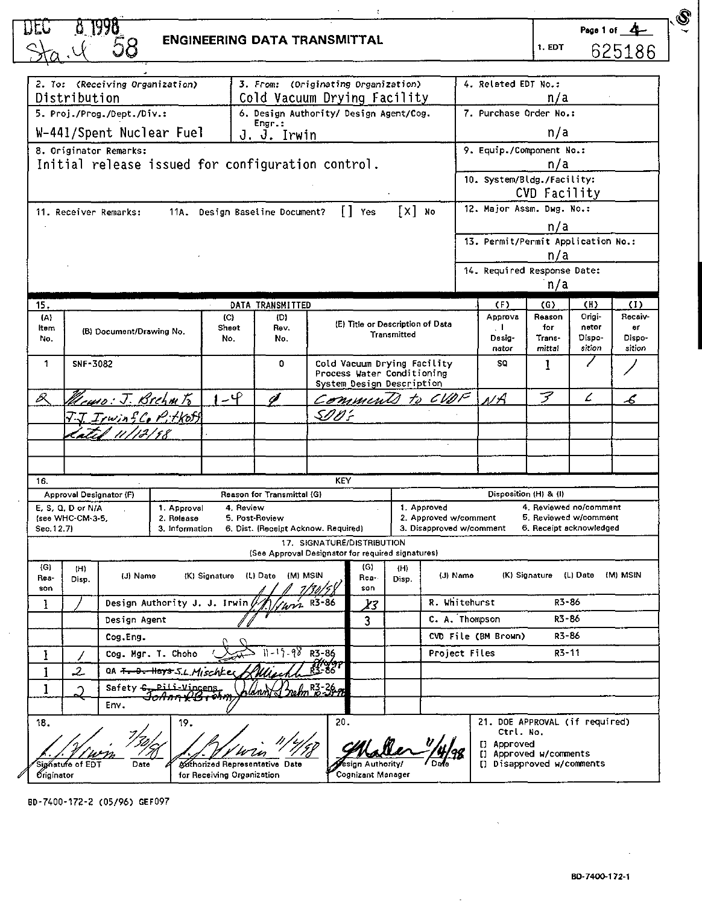DEC 8 1998
Sta. 4 58

# ENGINEERING DATA TRANSMITTAL

Page 1 of 4

1. EDT 625186

| 2. To: (Receiving Organization) | 3. From: (Originating Organization) | 4. Related EDT No.: |
|---|---|---|
| Distribution | Cold Vacuum Drying Facility | n/a |
| 5. Proj./Prog./Dept./Div.: W-441/Spent Nuclear Fuel | 6. Design Authority/ Design Agent/Cog. Engr.: J. J. Irwin | 7. Purchase Order No.: n/a |

8. Originator Remarks:
Initial release issued for configuration control.

9. Equip./Component No.: n/a

10. System/Bldg./Facility: CVD Facility

11. Receiver Remarks: 11A. Design Baseline Document? [] Yes [X] No

12. Major Assm. Dwg. No.: n/a

13. Permit/Permit Application No.: n/a

14. Required Response Date: n/a

15. DATA TRANSMITTED

| (A) Item No. | (B) Document/Drawing No. | (C) Sheet No. | (D) Rev. No. | (E) Title or Description of Data Transmitted | (F) Approval Designator | (G) Reason for Transmittal | (H) Originator Disposition | (I) Receiver Disposition |
|---|---|---|---|---|---|---|---|---|
| 1 | SNF-3082 | | 0 | Cold Vacuum Drying Facility Process Water Conditioning System Design Description | SQ | 1 | / | / |
| 2 | Memo: J. Brehm to J.J. Irwin & C. Pitkoff dated 11/12/98 | 1-4 | 0 | Comments to CVDF SDD's | NA | 3 | 6 | 6 |

16. KEY

| Approval Designator (F) | Reason for Transmittal (G) | | Disposition (H) & (I) | |
|---|---|---|---|---|
| E, S, Q, D or N/A (see WHC-CM-3-5, Sec.12.7) | 1. Approval<br>2. Release<br>3. Information | 4. Review<br>5. Post-Review<br>6. Dist. (Receipt Acknow. Required) | 1. Approved<br>2. Approved w/comment<br>3. Disapproved w/comment | 4. Reviewed no/comment<br>5. Reviewed w/comment<br>6. Receipt acknowledged |

17. SIGNATURE/DISTRIBUTION
(See Approval Designator for required signatures)

| (G) Reason | (H) Disp. | (J) Name | (K) Signature | (L) Date | (M) MSIN | (G) Reason | (H) Disp. | (J) Name | (K) Signature | (L) Date | (M) MSIN |
|---|---|---|---|---|---|---|---|---|---|---|---|
| 1 | / | Design Authority J. J. Irwin | J.J. Irwin | 7/30/98 | R3-86 | 3 | | R. Whitehurst | | | R3-86 |
| | | Design Agent | | | | 3 | | C. A. Thompson | | | R3-86 |
| | | Cog.Eng. | | | | | | CVD File (BM Brown) | | | R3-86 |
| 1 | / | Cog. Mgr. T. Choho | | 11-19-98 | R3-86 | | | Project Files | | | R3-11 |
| 1 | 2 | QA ~~T. D. Hays~~ S.L. Mischke | S.L. Mischke | 8/10/98 | R3-86 | | | | | | |
| 1 | 2 | Safety ~~C. Pili-Vincens~~ JoAnn Brehm | JoAnn Brehm | 10-30-98 | R3-26 | | | | | | |
| | | Env. | | | | | | | | | |

18. J.J. Irwin 7/30/98 — Signature of EDT Originator, Date

19. J.J. Irwin 11/4/98 — Authorized Representative for Receiving Organization, Date

20. G. Moller 11/4/98 — Design Authority/ Cognizant Manager, Date

21. DOE APPROVAL (if required)
Ctrl. No.
[] Approved
[] Approved w/comments
[] Disapproved w/comments

BD-7400-172-2 (05/96) GEF097

BD-7400-172-1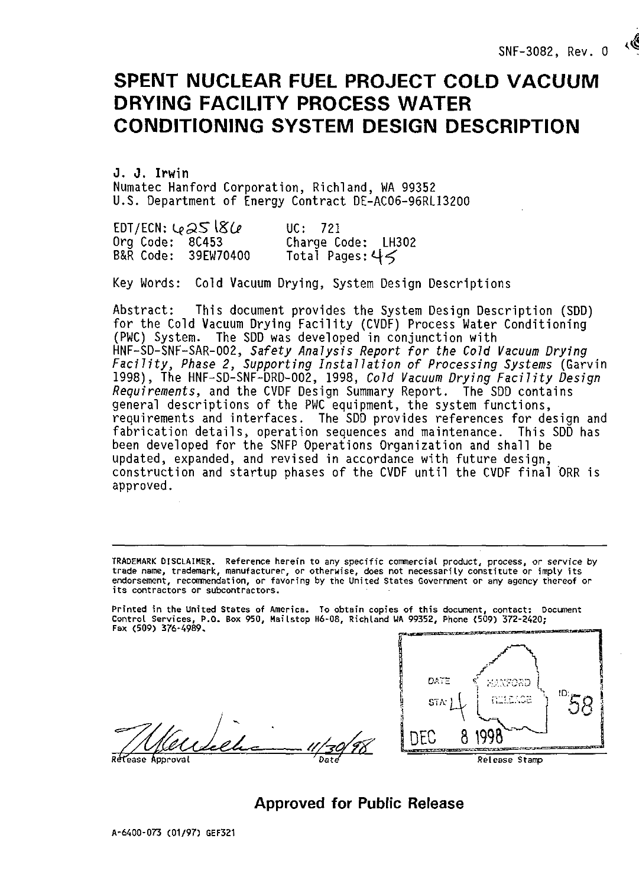SNF-3082, Rev. 0

# SPENT NUCLEAR FUEL PROJECT COLD VACUUM DRYING FACILITY PROCESS WATER CONDITIONING SYSTEM DESIGN DESCRIPTION

J. J. Irwin
Numatec Hanford Corporation, Richland, WA 99352
U.S. Department of Energy Contract DE-AC06-96RL13200

| | |
|---|---|
| EDT/ECN: 625186 | UC: 721 |
| Org Code: 8C453 | Charge Code: LH302 |
| B&R Code: 39EW70400 | Total Pages: 45 |

Key Words: Cold Vacuum Drying, System Design Descriptions

Abstract: This document provides the System Design Description (SDD) for the Cold Vacuum Drying Facility (CVDF) Process Water Conditioning (PWC) System. The SDD was developed in conjunction with HNF-SD-SNF-SAR-002, *Safety Analysis Report for the Cold Vacuum Drying Facility, Phase 2, Supporting Installation of Processing Systems* (Garvin 1998), The HNF-SD-SNF-DRD-002, 1998, *Cold Vacuum Drying Facility Design Requirements*, and the CVDF Design Summary Report. The SDD contains general descriptions of the PWC equipment, the system functions, requirements and interfaces. The SDD provides references for design and fabrication details, operation sequences and maintenance. This SDD has been developed for the SNFP Operations Organization and shall be updated, expanded, and revised in accordance with future design, construction and startup phases of the CVDF until the CVDF final ORR is approved.

TRADEMARK DISCLAIMER. Reference herein to any specific commercial product, process, or service by trade name, trademark, manufacturer, or otherwise, does not necessarily constitute or imply its endorsement, recommendation, or favoring by the United States Government or any agency thereof or its contractors or subcontractors.

Printed in the United States of America. To obtain copies of this document, contact: Document Control Services, P.O. Box 950, Mailstop H6-08, Richland WA 99352, Phone (509) 372-2420; Fax (509) 376-4989.

Release Approval 11/30/98
Date

DATE DEC 8 1998
STA: 4
HANFORD RELEASE
ID: 58

Release Stamp

**Approved for Public Release**

A-6400-073 (01/97) GEF321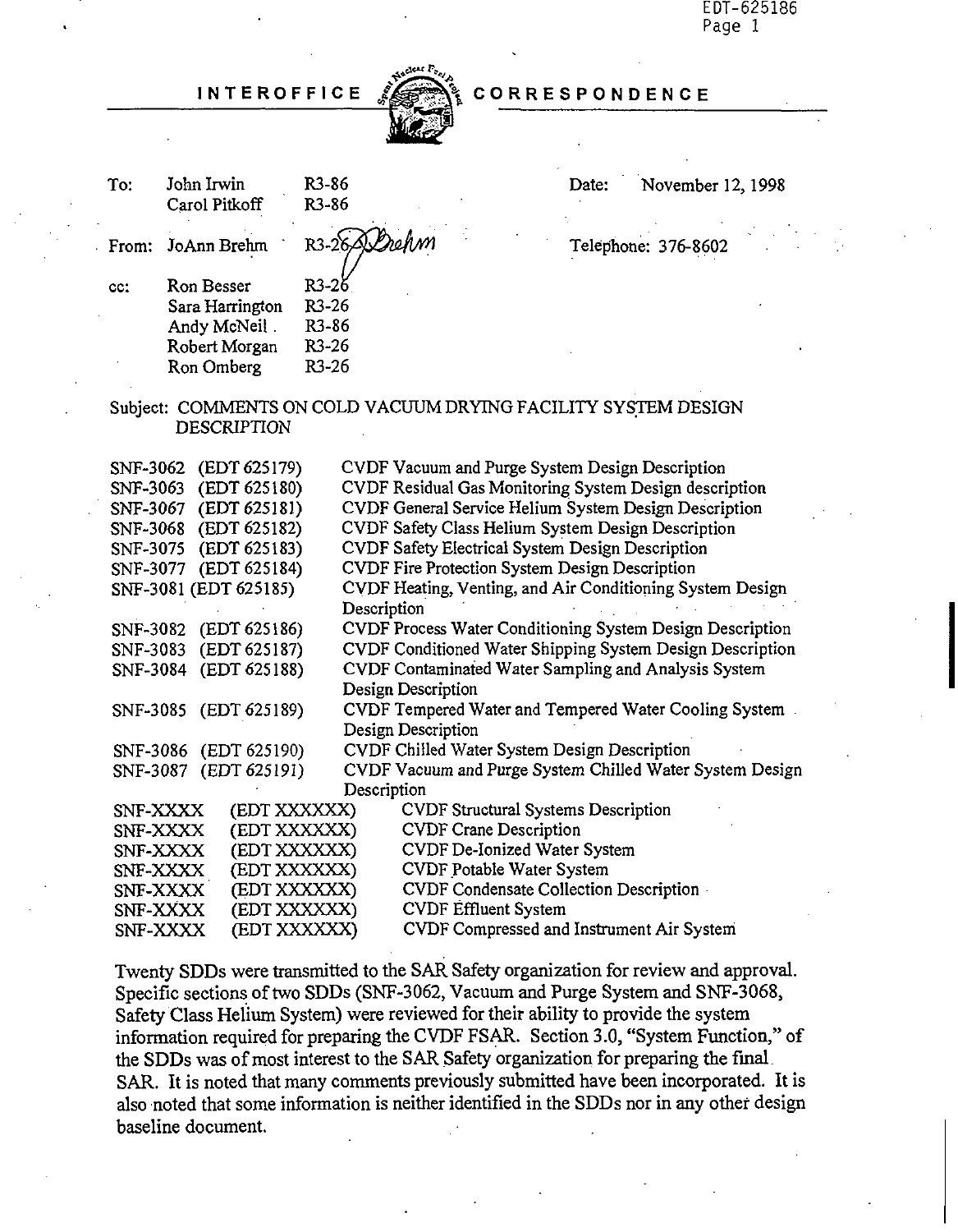EDT-625186
Page 1

# INTEROFFICE CORRESPONDENCE

| | | | |
|---|---|---|---|
| To: | John Irwin | R3-86 | Date: November 12, 1998 |
| | Carol Pitkoff | R3-86 | |
| From: | JoAnn Brehm | R3-26 | Telephone: 376-8602 |
| cc: | Ron Besser | R3-26 | |
| | Sara Harrington | R3-26 | |
| | Andy McNeil | R3-86 | |
| | Robert Morgan | R3-26 | |
| | Ron Omberg | R3-26 | |

Subject: COMMENTS ON COLD VACUUM DRYING FACILITY SYSTEM DESIGN DESCRIPTION

| | | |
|---|---|---|
| SNF-3062 | (EDT 625179) | CVDF Vacuum and Purge System Design Description |
| SNF-3063 | (EDT 625180) | CVDF Residual Gas Monitoring System Design description |
| SNF-3067 | (EDT 625181) | CVDF General Service Helium System Design Description |
| SNF-3068 | (EDT 625182) | CVDF Safety Class Helium System Design Description |
| SNF-3075 | (EDT 625183) | CVDF Safety Electrical System Design Description |
| SNF-3077 | (EDT 625184) | CVDF Fire Protection System Design Description |
| SNF-3081 | (EDT 625185) | CVDF Heating, Venting, and Air Conditioning System Design Description |
| SNF-3082 | (EDT 625186) | CVDF Process Water Conditioning System Design Description |
| SNF-3083 | (EDT 625187) | CVDF Conditioned Water Shipping System Design Description |
| SNF-3084 | (EDT 625188) | CVDF Contaminated Water Sampling and Analysis System Design Description |
| SNF-3085 | (EDT 625189) | CVDF Tempered Water and Tempered Water Cooling System Design Description |
| SNF-3086 | (EDT 625190) | CVDF Chilled Water System Design Description |
| SNF-3087 | (EDT 625191) | CVDF Vacuum and Purge System Chilled Water System Design Description |
| SNF-XXXX | (EDT XXXXXX) | CVDF Structural Systems Description |
| SNF-XXXX | (EDT XXXXXX) | CVDF Crane Description |
| SNF-XXXX | (EDT XXXXXX) | CVDF De-Ionized Water System |
| SNF-XXXX | (EDT XXXXXX) | CVDF Potable Water System |
| SNF-XXXX | (EDT XXXXXX) | CVDF Condensate Collection Description |
| SNF-XXXX | (EDT XXXXXX) | CVDF Effluent System |
| SNF-XXXX | (EDT XXXXXX) | CVDF Compressed and Instrument Air System |

Twenty SDDs were transmitted to the SAR Safety organization for review and approval. Specific sections of two SDDs (SNF-3062, Vacuum and Purge System and SNF-3068, Safety Class Helium System) were reviewed for their ability to provide the system information required for preparing the CVDF FSAR. Section 3.0, "System Function," of the SDDs was of most interest to the SAR Safety organization for preparing the final SAR. It is noted that many comments previously submitted have been incorporated. It is also noted that some information is neither identified in the SDDs nor in any other design baseline document.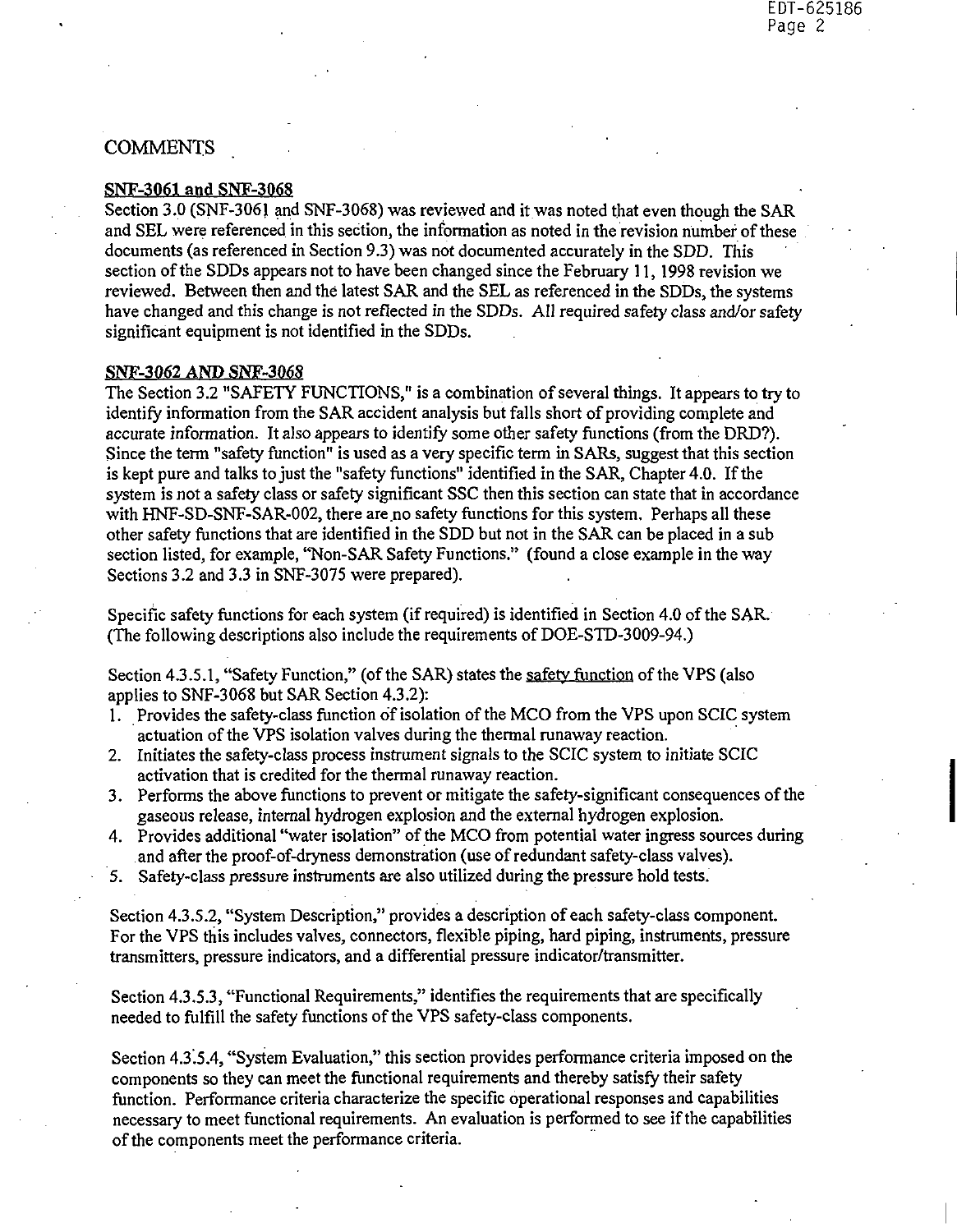## COMMENTS

**SNF-3061 and SNF-3068**

Section 3.0 (SNF-3061 and SNF-3068) was reviewed and it was noted that even though the SAR and SEL were referenced in this section, the information as noted in the revision number of these documents (as referenced in Section 9.3) was not documented accurately in the SDD. This section of the SDDs appears not to have been changed since the February 11, 1998 revision we reviewed. Between then and the latest SAR and the SEL as referenced in the SDDs, the systems have changed and this change is not reflected in the SDDs. All required safety class and/or safety significant equipment is not identified in the SDDs.

**SNF-3062 AND SNF-3068**

The Section 3.2 "SAFETY FUNCTIONS," is a combination of several things. It appears to try to identify information from the SAR accident analysis but falls short of providing complete and accurate information. It also appears to identify some other safety functions (from the DRD?). Since the term "safety function" is used as a very specific term in SARs, suggest that this section is kept pure and talks to just the "safety functions" identified in the SAR, Chapter 4.0. If the system is not a safety class or safety significant SSC then this section can state that in accordance with HNF-SD-SNF-SAR-002, there are no safety functions for this system. Perhaps all these other safety functions that are identified in the SDD but not in the SAR can be placed in a sub section listed, for example, "Non-SAR Safety Functions." (found a close example in the way Sections 3.2 and 3.3 in SNF-3075 were prepared).

Specific safety functions for each system (if required) is identified in Section 4.0 of the SAR. (The following descriptions also include the requirements of DOE-STD-3009-94.)

Section 4.3.5.1, "Safety Function," (of the SAR) states the safety function of the VPS (also applies to SNF-3068 but SAR Section 4.3.2):

1. Provides the safety-class function of isolation of the MCO from the VPS upon SCIC system actuation of the VPS isolation valves during the thermal runaway reaction.
2. Initiates the safety-class process instrument signals to the SCIC system to initiate SCIC activation that is credited for the thermal runaway reaction.
3. Performs the above functions to prevent or mitigate the safety-significant consequences of the gaseous release, internal hydrogen explosion and the external hydrogen explosion.
4. Provides additional "water isolation" of the MCO from potential water ingress sources during and after the proof-of-dryness demonstration (use of redundant safety-class valves).
5. Safety-class pressure instruments are also utilized during the pressure hold tests.

Section 4.3.5.2, "System Description," provides a description of each safety-class component. For the VPS this includes valves, connectors, flexible piping, hard piping, instruments, pressure transmitters, pressure indicators, and a differential pressure indicator/transmitter.

Section 4.3.5.3, "Functional Requirements," identifies the requirements that are specifically needed to fulfill the safety functions of the VPS safety-class components.

Section 4.3.5.4, "System Evaluation," this section provides performance criteria imposed on the components so they can meet the functional requirements and thereby satisfy their safety function. Performance criteria characterize the specific operational responses and capabilities necessary to meet functional requirements. An evaluation is performed to see if the capabilities of the components meet the performance criteria.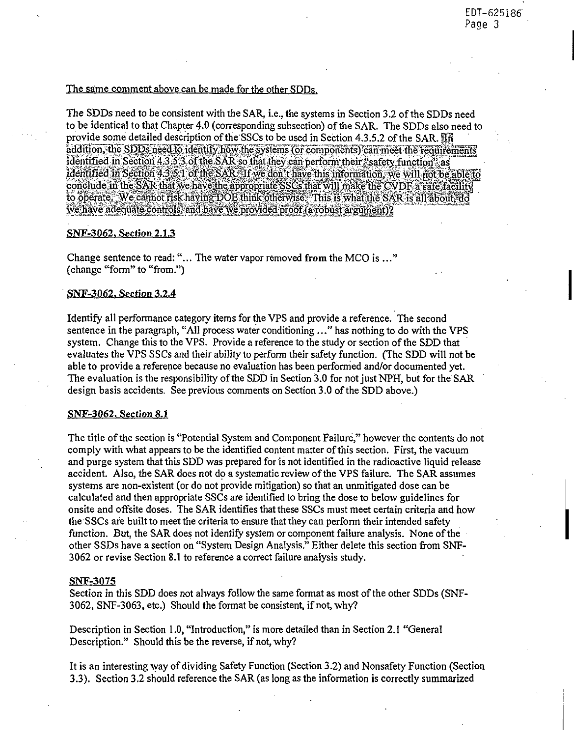The same comment above can be made for the other SDDs.

The SDDs need to be consistent with the SAR, i.e., the systems in Section 3.2 of the SDDs need to be identical to that Chapter 4.0 (corresponding subsection) of the SAR. The SDDs also need to provide some detailed description of the SSCs to be used in Section 4.3.5.2 of the SAR. In addition, the SDDs need to identify how the systems (or components) can meet the requirements identified in Section 4.3.5.3 of the SAR so that they can perform their "safety function" as identified in Section 4.3.5.1 of the SAR. If we don't have this information, we will not be able to conclude in the SAR that we have the appropriate SSCs that will make the CVDF a safe facility to operate. We cannot risk having DOE think otherwise. This is what the SAR is all about, do we have adequate controls and have we provided proof (a robust argument)?

**SNF-3062, Section 2.1.3**

Change sentence to read: "... The water vapor removed **from** the MCO is ..." (change "form" to "from.")

**SNF-3062, Section 3.2.4**

Identify all performance category items for the VPS and provide a reference. The second sentence in the paragraph, "All process water conditioning ..." has nothing to do with the VPS system. Change this to the VPS. Provide a reference to the study or section of the SDD that evaluates the VPS SSCs and their ability to perform their safety function. (The SDD will not be able to provide a reference because no evaluation has been performed and/or documented yet. The evaluation is the responsibility of the SDD in Section 3.0 for not just NPH, but for the SAR design basis accidents. See previous comments on Section 3.0 of the SDD above.)

**SNF-3062, Section 8.1**

The title of the section is "Potential System and Component Failure," however the contents do not comply with what appears to be the identified content matter of this section. First, the vacuum and purge system that this SDD was prepared for is not identified in the radioactive liquid release accident. Also, the SAR does not do a systematic review of the VPS failure. The SAR assumes systems are non-existent (or do not provide mitigation) so that an unmitigated dose can be calculated and then appropriate SSCs are identified to bring the dose to below guidelines for onsite and offsite doses. The SAR identifies that these SSCs must meet certain criteria and how the SSCs are built to meet the criteria to ensure that they can perform their intended safety function. But, the SAR does not identify system or component failure analysis. None of the other SSDs have a section on "System Design Analysis." Either delete this section from SNF-3062 or revise Section 8.1 to reference a correct failure analysis study.

**SNF-3075**

Section in this SDD does not always follow the same format as most of the other SDDs (SNF-3062, SNF-3063, etc.) Should the format be consistent, if not, why?

Description in Section 1.0, "Introduction," is more detailed than in Section 2.1 "General Description." Should this be the reverse, if not, why?

It is an interesting way of dividing Safety Function (Section 3.2) and Nonsafety Function (Section 3.3). Section 3.2 should reference the SAR (as long as the information is correctly summarized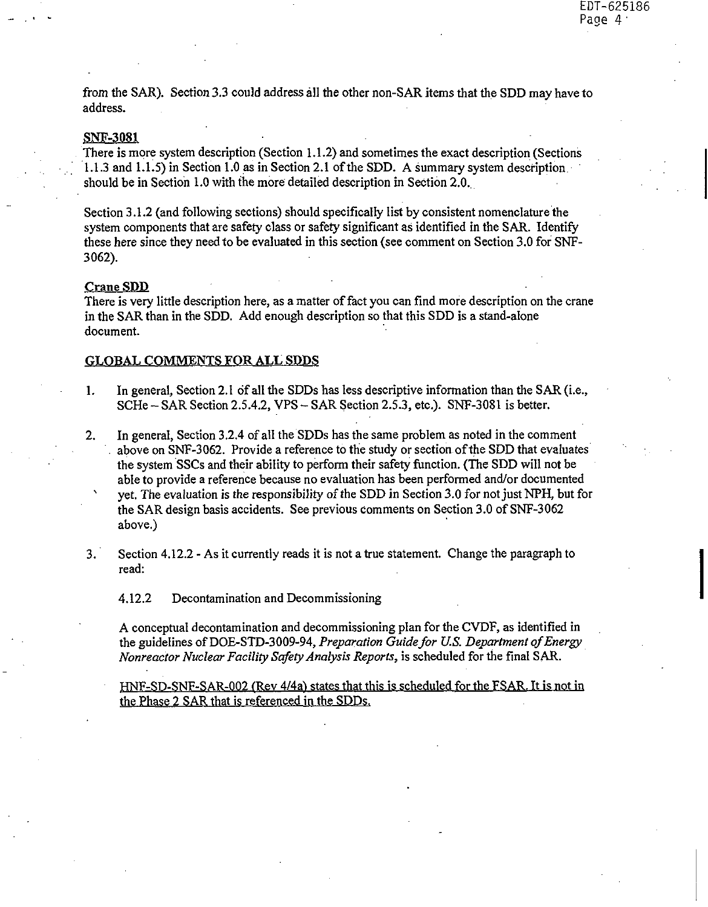from the SAR). Section 3.3 could address all the other non-SAR items that the SDD may have to address.

**SNF-3081**

There is more system description (Section 1.1.2) and sometimes the exact description (Sections 1.1.3 and 1.1.5) in Section 1.0 as in Section 2.1 of the SDD. A summary system description should be in Section 1.0 with the more detailed description in Section 2.0.

Section 3.1.2 (and following sections) should specifically list by consistent nomenclature the system components that are safety class or safety significant as identified in the SAR. Identify these here since they need to be evaluated in this section (see comment on Section 3.0 for SNF-3062).

**Crane SDD**

There is very little description here, as a matter of fact you can find more description on the crane in the SAR than in the SDD. Add enough description so that this SDD is a stand-alone document.

**GLOBAL COMMENTS FOR ALL SDDS**

1. In general, Section 2.1 of all the SDDs has less descriptive information than the SAR (i.e., SCHe – SAR Section 2.5.4.2, VPS – SAR Section 2.5.3, etc.). SNF-3081 is better.

2. In general, Section 3.2.4 of all the SDDs has the same problem as noted in the comment above on SNF-3062. Provide a reference to the study or section of the SDD that evaluates the system SSCs and their ability to perform their safety function. (The SDD will not be able to provide a reference because no evaluation has been performed and/or documented yet. The evaluation is the responsibility of the SDD in Section 3.0 for not just NPH, but for the SAR design basis accidents. See previous comments on Section 3.0 of SNF-3062 above.)

3. Section 4.12.2 - As it currently reads it is not a true statement. Change the paragraph to read:

   4.12.2 Decontamination and Decommissioning

   A conceptual decontamination and decommissioning plan for the CVDF, as identified in the guidelines of DOE-STD-3009-94, *Preparation Guide for U.S. Department of Energy Nonreactor Nuclear Facility Safety Analysis Reports*, is scheduled for the final SAR.

   HNF-SD-SNF-SAR-002 (Rev 4/4a) states that this is scheduled for the FSAR. It is not in the Phase 2 SAR that is referenced in the SDDs.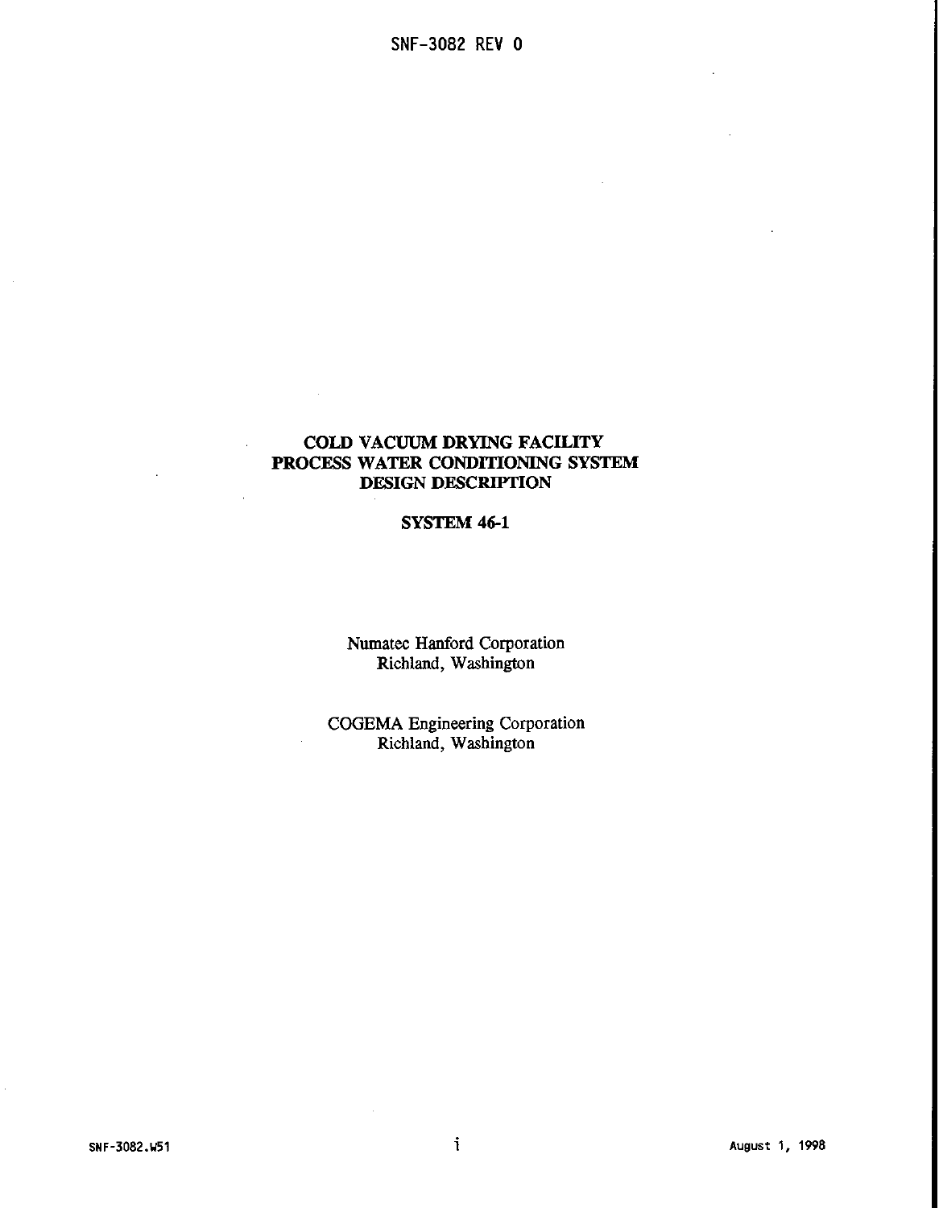# COLD VACUUM DRYING FACILITY PROCESS WATER CONDITIONING SYSTEM DESIGN DESCRIPTION

## SYSTEM 46-1

Numatec Hanford Corporation
Richland, Washington

COGEMA Engineering Corporation
Richland, Washington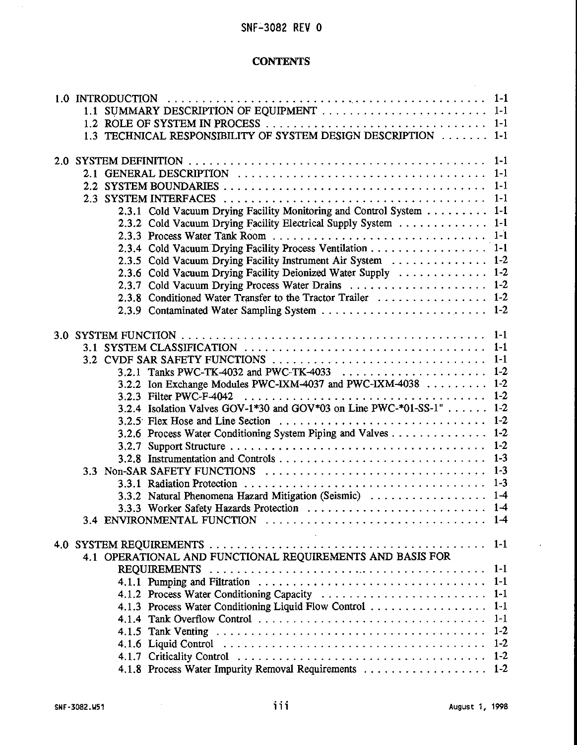# CONTENTS

1.0 INTRODUCTION . . . . . . . . . . . . . . . . . . . . . . . . . . . . . . . . . . . . . . . . . . . . 1-1
- 1.1 SUMMARY DESCRIPTION OF EQUIPMENT . . . . . . . . . . . . . . . . . . . . . . . . 1-1
- 1.2 ROLE OF SYSTEM IN PROCESS . . . . . . . . . . . . . . . . . . . . . . . . . . . . . . . . 1-1
- 1.3 TECHNICAL RESPONSIBILITY OF SYSTEM DESIGN DESCRIPTION . . . . . . . 1-1

2.0 SYSTEM DEFINITION . . . . . . . . . . . . . . . . . . . . . . . . . . . . . . . . . . . . . . . . . 1-1
- 2.1 GENERAL DESCRIPTION . . . . . . . . . . . . . . . . . . . . . . . . . . . . . . . . . . . . 1-1
- 2.2 SYSTEM BOUNDARIES . . . . . . . . . . . . . . . . . . . . . . . . . . . . . . . . . . . . . 1-1
- 2.3 SYSTEM INTERFACES . . . . . . . . . . . . . . . . . . . . . . . . . . . . . . . . . . . . . 1-1
  - 2.3.1 Cold Vacuum Drying Facility Monitoring and Control System . . . . . . . . . 1-1
  - 2.3.2 Cold Vacuum Drying Facility Electrical Supply System . . . . . . . . . . . . . 1-1
  - 2.3.3 Process Water Tank Room . . . . . . . . . . . . . . . . . . . . . . . . . . . . . . 1-1
  - 2.3.4 Cold Vacuum Drying Facility Process Ventilation . . . . . . . . . . . . . . . . . . 1-1
  - 2.3.5 Cold Vacuum Drying Facility Instrument Air System . . . . . . . . . . . . . . 1-2
  - 2.3.6 Cold Vacuum Drying Facility Deionized Water Supply . . . . . . . . . . . . . 1-2
  - 2.3.7 Cold Vacuum Drying Process Water Drains . . . . . . . . . . . . . . . . . . . 1-2
  - 2.3.8 Conditioned Water Transfer to the Tractor Trailer . . . . . . . . . . . . . . . . 1-2
  - 2.3.9 Contaminated Water Sampling System . . . . . . . . . . . . . . . . . . . . . . . 1-2

3.0 SYSTEM FUNCTION . . . . . . . . . . . . . . . . . . . . . . . . . . . . . . . . . . . . . . . . . . 1-1
- 3.1 SYSTEM CLASSIFICATION . . . . . . . . . . . . . . . . . . . . . . . . . . . . . . . . . . 1-1
- 3.2 CVDF SAR SAFETY FUNCTIONS . . . . . . . . . . . . . . . . . . . . . . . . . . . . . . 1-1
  - 3.2.1 Tanks PWC-TK-4032 and PWC-TK-4033 . . . . . . . . . . . . . . . . . . . . . 1-2
  - 3.2.2 Ion Exchange Modules PWC-IXM-4037 and PWC-IXM-4038 . . . . . . . . . 1-2
  - 3.2.3 Filter PWC-F-4042 . . . . . . . . . . . . . . . . . . . . . . . . . . . . . . . . . . . 1-2
  - 3.2.4 Isolation Valves GOV-1*30 and GOV*03 on Line PWC-*01-SS-1" . . . . . . 1-2
  - 3.2.5 Flex Hose and Line Section . . . . . . . . . . . . . . . . . . . . . . . . . . . . . 1-2
  - 3.2.6 Process Water Conditioning System Piping and Valves . . . . . . . . . . . . . . 1-2
  - 3.2.7 Support Structure . . . . . . . . . . . . . . . . . . . . . . . . . . . . . . . . . . . . 1-2
  - 3.2.8 Instrumentation and Controls . . . . . . . . . . . . . . . . . . . . . . . . . . . . . 1-3
- 3.3 Non-SAR SAFETY FUNCTIONS . . . . . . . . . . . . . . . . . . . . . . . . . . . . . . . 1-3
  - 3.3.1 Radiation Protection . . . . . . . . . . . . . . . . . . . . . . . . . . . . . . . . . . 1-3
  - 3.3.2 Natural Phenomena Hazard Mitigation (Seismic) . . . . . . . . . . . . . . . . . 1-4
  - 3.3.3 Worker Safety Hazards Protection . . . . . . . . . . . . . . . . . . . . . . . . . . 1-4
- 3.4 ENVIRONMENTAL FUNCTION . . . . . . . . . . . . . . . . . . . . . . . . . . . . . . . 1-4

4.0 SYSTEM REQUIREMENTS . . . . . . . . . . . . . . . . . . . . . . . . . . . . . . . . . . . . . . . 1-1
- 4.1 OPERATIONAL AND FUNCTIONAL REQUIREMENTS AND BASIS FOR REQUIREMENTS . . . . . . . . . . . . . . . . . . . . . . . . . . . . . . . . . . . . . . . 1-1
  - 4.1.1 Pumping and Filtration . . . . . . . . . . . . . . . . . . . . . . . . . . . . . . . . 1-1
  - 4.1.2 Process Water Conditioning Capacity . . . . . . . . . . . . . . . . . . . . . . . 1-1
  - 4.1.3 Process Water Conditioning Liquid Flow Control . . . . . . . . . . . . . . . . . 1-1
  - 4.1.4 Tank Overflow Control . . . . . . . . . . . . . . . . . . . . . . . . . . . . . . . . 1-1
  - 4.1.5 Tank Venting . . . . . . . . . . . . . . . . . . . . . . . . . . . . . . . . . . . . . . 1-2
  - 4.1.6 Liquid Control . . . . . . . . . . . . . . . . . . . . . . . . . . . . . . . . . . . . . 1-2
  - 4.1.7 Criticality Control . . . . . . . . . . . . . . . . . . . . . . . . . . . . . . . . . . . 1-2
  - 4.1.8 Process Water Impurity Removal Requirements . . . . . . . . . . . . . . . . . 1-2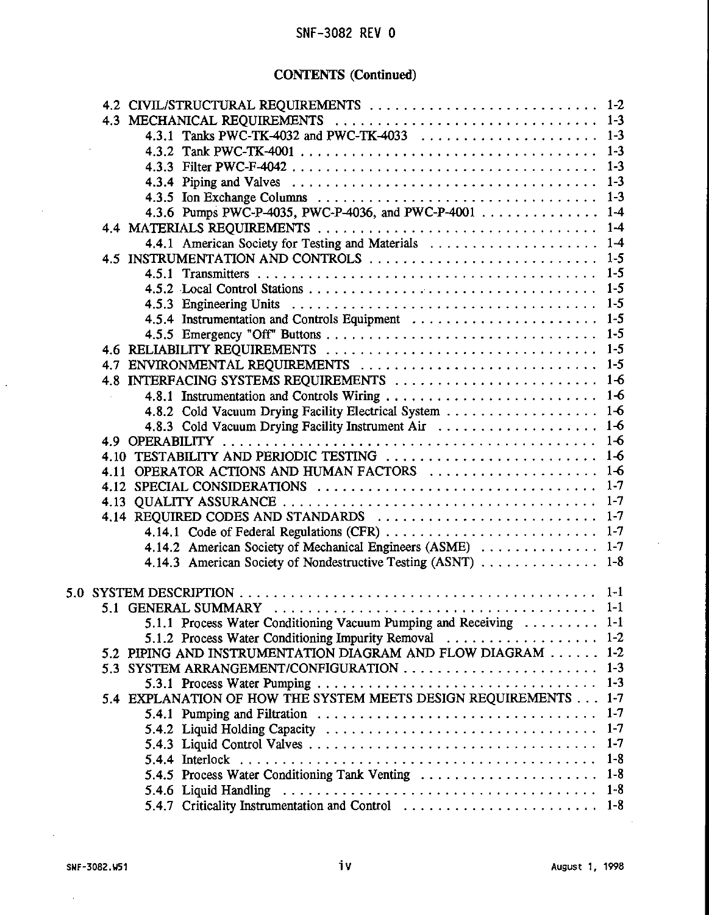## CONTENTS (Continued)

| | |
|---|---|
| 4.2 CIVIL/STRUCTURAL REQUIREMENTS | 1-2 |
| 4.3 MECHANICAL REQUIREMENTS | 1-3 |
| 4.3.1 Tanks PWC-TK-4032 and PWC-TK-4033 | 1-3 |
| 4.3.2 Tank PWC-TK-4001 | 1-3 |
| 4.3.3 Filter PWC-F-4042 | 1-3 |
| 4.3.4 Piping and Valves | 1-3 |
| 4.3.5 Ion Exchange Columns | 1-3 |
| 4.3.6 Pumps PWC-P-4035, PWC-P-4036, and PWC-P-4001 | 1-4 |
| 4.4 MATERIALS REQUIREMENTS | 1-4 |
| 4.4.1 American Society for Testing and Materials | 1-4 |
| 4.5 INSTRUMENTATION AND CONTROLS | 1-5 |
| 4.5.1 Transmitters | 1-5 |
| 4.5.2 Local Control Stations | 1-5 |
| 4.5.3 Engineering Units | 1-5 |
| 4.5.4 Instrumentation and Controls Equipment | 1-5 |
| 4.5.5 Emergency "Off" Buttons | 1-5 |
| 4.6 RELIABILITY REQUIREMENTS | 1-5 |
| 4.7 ENVIRONMENTAL REQUIREMENTS | 1-5 |
| 4.8 INTERFACING SYSTEMS REQUIREMENTS | 1-6 |
| 4.8.1 Instrumentation and Controls Wiring | 1-6 |
| 4.8.2 Cold Vacuum Drying Facility Electrical System | 1-6 |
| 4.8.3 Cold Vacuum Drying Facility Instrument Air | 1-6 |
| 4.9 OPERABILITY | 1-6 |
| 4.10 TESTABILITY AND PERIODIC TESTING | 1-6 |
| 4.11 OPERATOR ACTIONS AND HUMAN FACTORS | 1-6 |
| 4.12 SPECIAL CONSIDERATIONS | 1-7 |
| 4.13 QUALITY ASSURANCE | 1-7 |
| 4.14 REQUIRED CODES AND STANDARDS | 1-7 |
| 4.14.1 Code of Federal Regulations (CFR) | 1-7 |
| 4.14.2 American Society of Mechanical Engineers (ASME) | 1-7 |
| 4.14.3 American Society of Nondestructive Testing (ASNT) | 1-8 |
| | |
| 5.0 SYSTEM DESCRIPTION | 1-1 |
| 5.1 GENERAL SUMMARY | 1-1 |
| 5.1.1 Process Water Conditioning Vacuum Pumping and Receiving | 1-1 |
| 5.1.2 Process Water Conditioning Impurity Removal | 1-2 |
| 5.2 PIPING AND INSTRUMENTATION DIAGRAM AND FLOW DIAGRAM | 1-2 |
| 5.3 SYSTEM ARRANGEMENT/CONFIGURATION | 1-3 |
| 5.3.1 Process Water Pumping | 1-3 |
| 5.4 EXPLANATION OF HOW THE SYSTEM MEETS DESIGN REQUIREMENTS | 1-7 |
| 5.4.1 Pumping and Filtration | 1-7 |
| 5.4.2 Liquid Holding Capacity | 1-7 |
| 5.4.3 Liquid Control Valves | 1-7 |
| 5.4.4 Interlock | 1-8 |
| 5.4.5 Process Water Conditioning Tank Venting | 1-8 |
| 5.4.6 Liquid Handling | 1-8 |
| 5.4.7 Criticality Instrumentation and Control | 1-8 |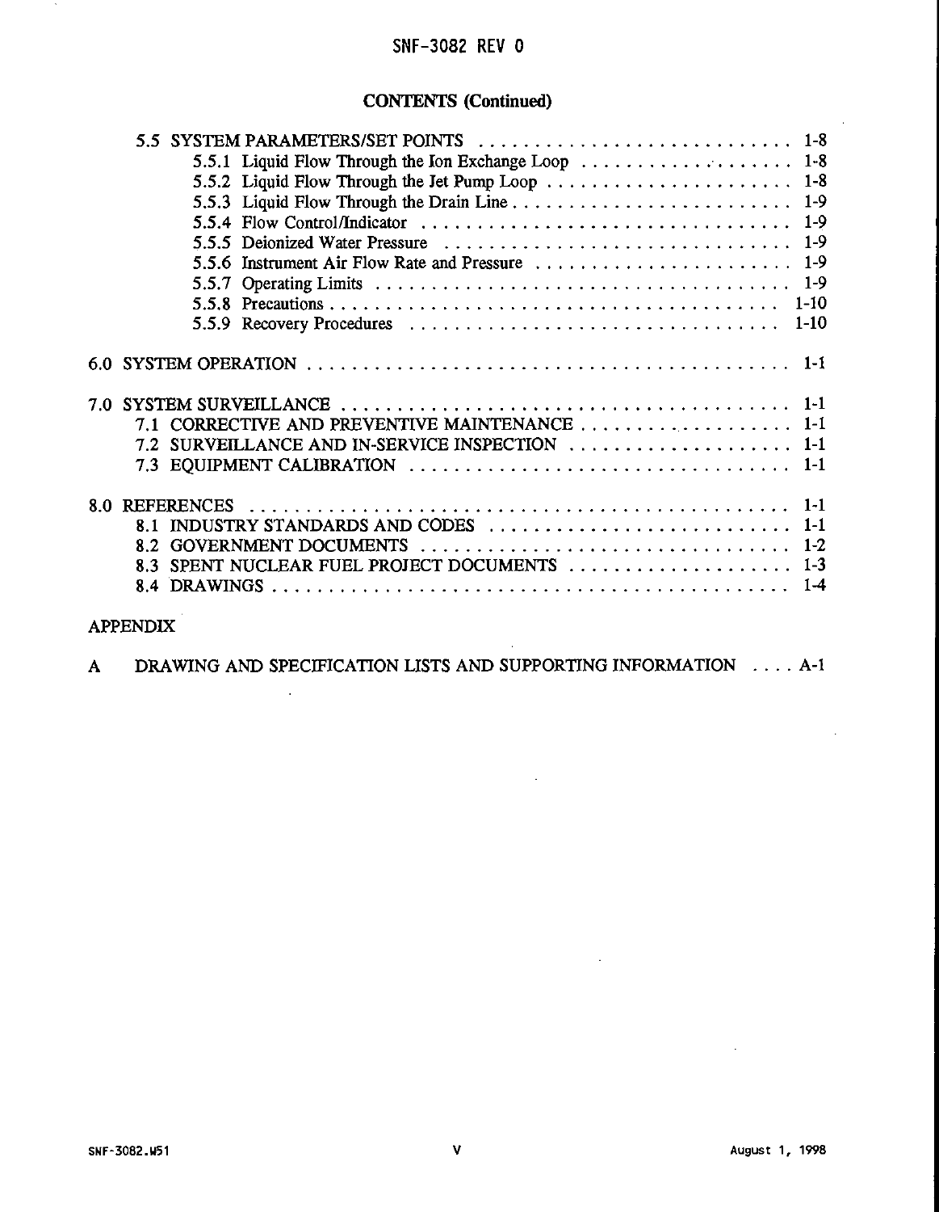## CONTENTS (Continued)

5.5 SYSTEM PARAMETERS/SET POINTS . . . . . . . . . . . . . . . . . . . . . . . . . . . . 1-8
- 5.5.1 Liquid Flow Through the Ion Exchange Loop . . . . . . . . . . . . . . . . . . . 1-8
- 5.5.2 Liquid Flow Through the Jet Pump Loop . . . . . . . . . . . . . . . . . . . . . . 1-8
- 5.5.3 Liquid Flow Through the Drain Line . . . . . . . . . . . . . . . . . . . . . . . . . 1-9
- 5.5.4 Flow Control/Indicator . . . . . . . . . . . . . . . . . . . . . . . . . . . . . . . . . 1-9
- 5.5.5 Deionized Water Pressure . . . . . . . . . . . . . . . . . . . . . . . . . . . . . . 1-9
- 5.5.6 Instrument Air Flow Rate and Pressure . . . . . . . . . . . . . . . . . . . . . . 1-9
- 5.5.7 Operating Limits . . . . . . . . . . . . . . . . . . . . . . . . . . . . . . . . . . . . 1-9
- 5.5.8 Precautions . . . . . . . . . . . . . . . . . . . . . . . . . . . . . . . . . . . . . . . 1-10
- 5.5.9 Recovery Procedures . . . . . . . . . . . . . . . . . . . . . . . . . . . . . . . . . 1-10

6.0 SYSTEM OPERATION . . . . . . . . . . . . . . . . . . . . . . . . . . . . . . . . . . . . . . 1-1

7.0 SYSTEM SURVEILLANCE . . . . . . . . . . . . . . . . . . . . . . . . . . . . . . . . . . . . 1-1
- 7.1 CORRECTIVE AND PREVENTIVE MAINTENANCE . . . . . . . . . . . . . . . . . . 1-1
- 7.2 SURVEILLANCE AND IN-SERVICE INSPECTION . . . . . . . . . . . . . . . . . . . 1-1
- 7.3 EQUIPMENT CALIBRATION . . . . . . . . . . . . . . . . . . . . . . . . . . . . . . . 1-1

8.0 REFERENCES . . . . . . . . . . . . . . . . . . . . . . . . . . . . . . . . . . . . . . . . . . 1-1
- 8.1 INDUSTRY STANDARDS AND CODES . . . . . . . . . . . . . . . . . . . . . . . . . 1-1
- 8.2 GOVERNMENT DOCUMENTS . . . . . . . . . . . . . . . . . . . . . . . . . . . . . . 1-2
- 8.3 SPENT NUCLEAR FUEL PROJECT DOCUMENTS . . . . . . . . . . . . . . . . . . 1-3
- 8.4 DRAWINGS . . . . . . . . . . . . . . . . . . . . . . . . . . . . . . . . . . . . . . . . . 1-4

APPENDIX

A DRAWING AND SPECIFICATION LISTS AND SUPPORTING INFORMATION . . . . A-1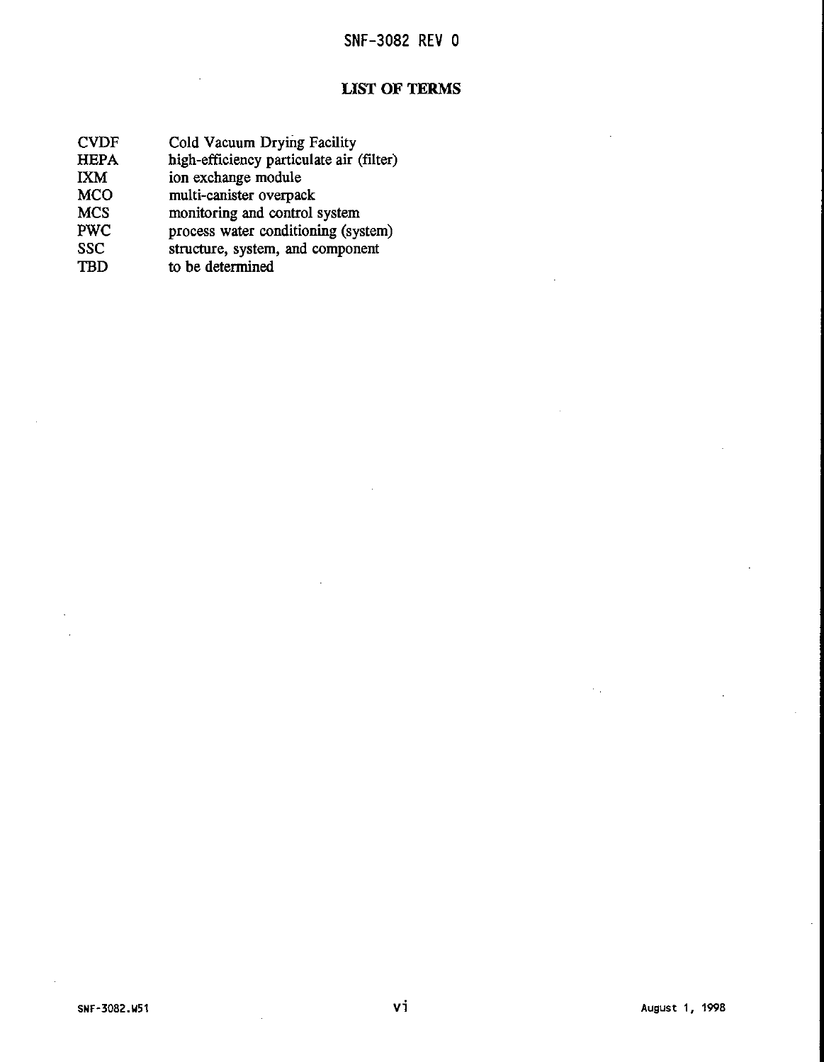## LIST OF TERMS

| | |
|---|---|
| CVDF | Cold Vacuum Drying Facility |
| HEPA | high-efficiency particulate air (filter) |
| IXM | ion exchange module |
| MCO | multi-canister overpack |
| MCS | monitoring and control system |
| PWC | process water conditioning (system) |
| SSC | structure, system, and component |
| TBD | to be determined |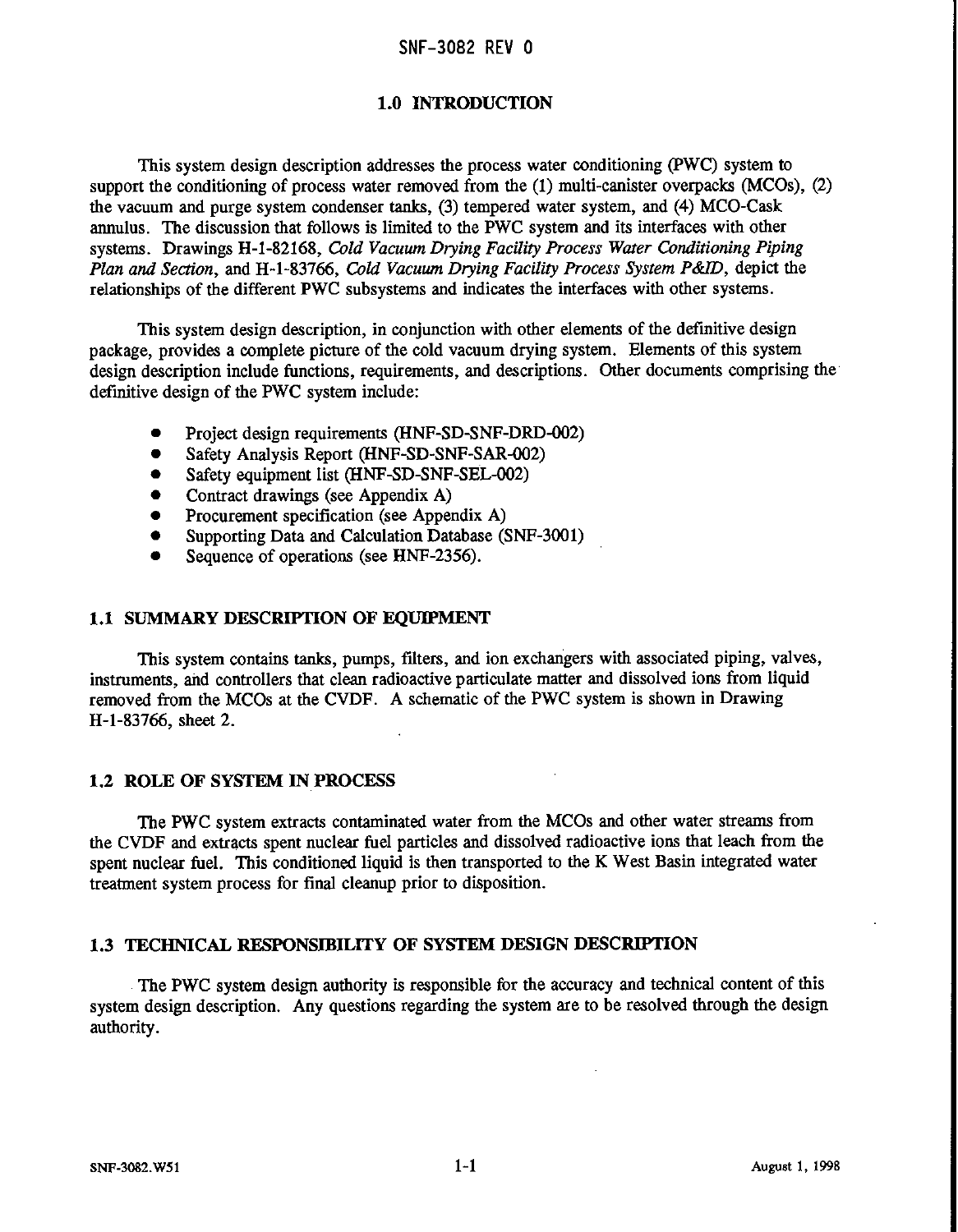# 1.0 INTRODUCTION

This system design description addresses the process water conditioning (PWC) system to support the conditioning of process water removed from the (1) multi-canister overpacks (MCOs), (2) the vacuum and purge system condenser tanks, (3) tempered water system, and (4) MCO-Cask annulus. The discussion that follows is limited to the PWC system and its interfaces with other systems. Drawings H-1-82168, *Cold Vacuum Drying Facility Process Water Conditioning Piping Plan and Section*, and H-1-83766, *Cold Vacuum Drying Facility Process System P&ID*, depict the relationships of the different PWC subsystems and indicates the interfaces with other systems.

This system design description, in conjunction with other elements of the definitive design package, provides a complete picture of the cold vacuum drying system. Elements of this system design description include functions, requirements, and descriptions. Other documents comprising the definitive design of the PWC system include:

- Project design requirements (HNF-SD-SNF-DRD-002)
- Safety Analysis Report (HNF-SD-SNF-SAR-002)
- Safety equipment list (HNF-SD-SNF-SEL-002)
- Contract drawings (see Appendix A)
- Procurement specification (see Appendix A)
- Supporting Data and Calculation Database (SNF-3001)
- Sequence of operations (see HNF-2356).

## 1.1 SUMMARY DESCRIPTION OF EQUIPMENT

This system contains tanks, pumps, filters, and ion exchangers with associated piping, valves, instruments, and controllers that clean radioactive particulate matter and dissolved ions from liquid removed from the MCOs at the CVDF. A schematic of the PWC system is shown in Drawing H-1-83766, sheet 2.

## 1.2 ROLE OF SYSTEM IN PROCESS

The PWC system extracts contaminated water from the MCOs and other water streams from the CVDF and extracts spent nuclear fuel particles and dissolved radioactive ions that leach from the spent nuclear fuel. This conditioned liquid is then transported to the K West Basin integrated water treatment system process for final cleanup prior to disposition.

## 1.3 TECHNICAL RESPONSIBILITY OF SYSTEM DESIGN DESCRIPTION

The PWC system design authority is responsible for the accuracy and technical content of this system design description. Any questions regarding the system are to be resolved through the design authority.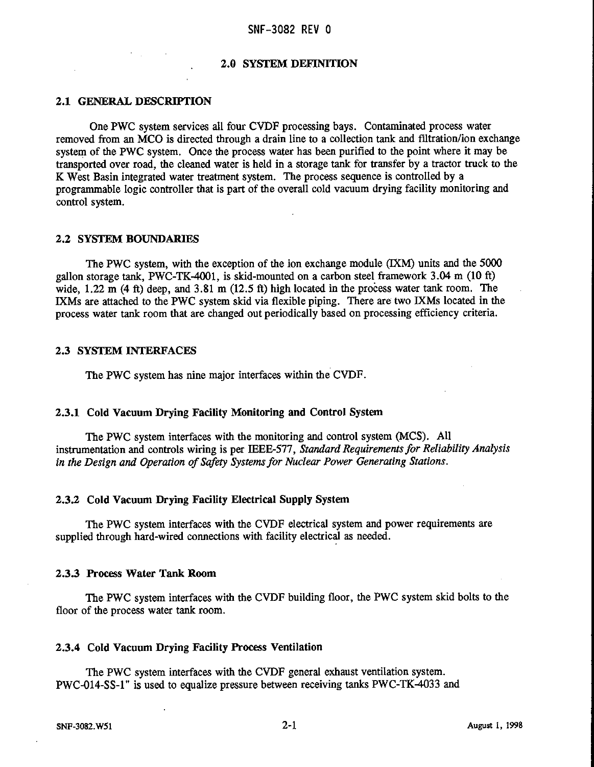## 2.0 SYSTEM DEFINITION

### 2.1 GENERAL DESCRIPTION

One PWC system services all four CVDF processing bays. Contaminated process water removed from an MCO is directed through a drain line to a collection tank and filtration/ion exchange system of the PWC system. Once the process water has been purified to the point where it may be transported over road, the cleaned water is held in a storage tank for transfer by a tractor truck to the K West Basin integrated water treatment system. The process sequence is controlled by a programmable logic controller that is part of the overall cold vacuum drying facility monitoring and control system.

### 2.2 SYSTEM BOUNDARIES

The PWC system, with the exception of the ion exchange module (IXM) units and the 5000 gallon storage tank, PWC-TK-4001, is skid-mounted on a carbon steel framework 3.04 m (10 ft) wide, 1.22 m (4 ft) deep, and 3.81 m (12.5 ft) high located in the process water tank room. The IXMs are attached to the PWC system skid via flexible piping. There are two IXMs located in the process water tank room that are changed out periodically based on processing efficiency criteria.

### 2.3 SYSTEM INTERFACES

The PWC system has nine major interfaces within the CVDF.

#### 2.3.1 Cold Vacuum Drying Facility Monitoring and Control System

The PWC system interfaces with the monitoring and control system (MCS). All instrumentation and controls wiring is per IEEE-577, *Standard Requirements for Reliability Analysis in the Design and Operation of Safety Systems for Nuclear Power Generating Stations*.

#### 2.3.2 Cold Vacuum Drying Facility Electrical Supply System

The PWC system interfaces with the CVDF electrical system and power requirements are supplied through hard-wired connections with facility electrical as needed.

#### 2.3.3 Process Water Tank Room

The PWC system interfaces with the CVDF building floor, the PWC system skid bolts to the floor of the process water tank room.

#### 2.3.4 Cold Vacuum Drying Facility Process Ventilation

The PWC system interfaces with the CVDF general exhaust ventilation system. PWC-014-SS-1" is used to equalize pressure between receiving tanks PWC-TK-4033 and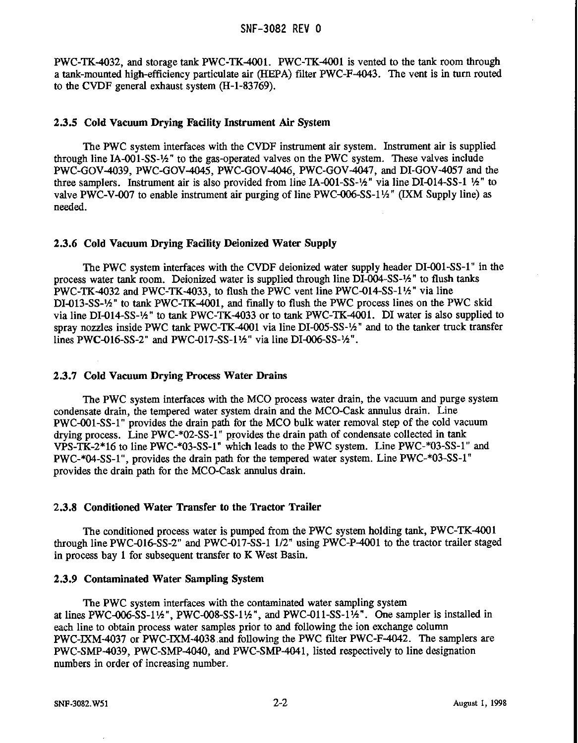PWC-TK-4032, and storage tank PWC-TK-4001. PWC-TK-4001 is vented to the tank room through a tank-mounted high-efficiency particulate air (HEPA) filter PWC-F-4043. The vent is in turn routed to the CVDF general exhaust system (H-1-83769).

### 2.3.5 Cold Vacuum Drying Facility Instrument Air System

The PWC system interfaces with the CVDF instrument air system. Instrument air is supplied through line IA-001-SS-½" to the gas-operated valves on the PWC system. These valves include PWC-GOV-4039, PWC-GOV-4045, PWC-GOV-4046, PWC-GOV-4047, and DI-GOV-4057 and the three samplers. Instrument air is also provided from line IA-001-SS-½" via line DI-014-SS-1 ½" to valve PWC-V-007 to enable instrument air purging of line PWC-006-SS-1½" (IXM Supply line) as needed.

### 2.3.6 Cold Vacuum Drying Facility Deionized Water Supply

The PWC system interfaces with the CVDF deionized water supply header DI-001-SS-1" in the process water tank room. Deionized water is supplied through line DI-004-SS-½" to flush tanks PWC-TK-4032 and PWC-TK-4033, to flush the PWC vent line PWC-014-SS-1½" via line DI-013-SS-½" to tank PWC-TK-4001, and finally to flush the PWC process lines on the PWC skid via line DI-014-SS-½" to tank PWC-TK-4033 or to tank PWC-TK-4001. DI water is also supplied to spray nozzles inside PWC tank PWC-TK-4001 via line DI-005-SS-½" and to the tanker truck transfer lines PWC-016-SS-2" and PWC-017-SS-1½" via line DI-006-SS-½".

### 2.3.7 Cold Vacuum Drying Process Water Drains

The PWC system interfaces with the MCO process water drain, the vacuum and purge system condensate drain, the tempered water system drain and the MCO-Cask annulus drain. Line PWC-001-SS-1" provides the drain path for the MCO bulk water removal step of the cold vacuum drying process. Line PWC-*02-SS-1" provides the drain path of condensate collected in tank VPS-TK-2*16 to line PWC-*03-SS-1" which leads to the PWC system. Line PWC-*03-SS-1" and PWC-*04-SS-1", provides the drain path for the tempered water system. Line PWC-*03-SS-1" provides the drain path for the MCO-Cask annulus drain.

### 2.3.8 Conditioned Water Transfer to the Tractor Trailer

The conditioned process water is pumped from the PWC system holding tank, PWC-TK-4001 through line PWC-016-SS-2" and PWC-017-SS-1 1/2" using PWC-P-4001 to the tractor trailer staged in process bay 1 for subsequent transfer to K West Basin.

### 2.3.9 Contaminated Water Sampling System

The PWC system interfaces with the contaminated water sampling system at lines PWC-006-SS-1½", PWC-008-SS-1½", and PWC-011-SS-1½". One sampler is installed in each line to obtain process water samples prior to and following the ion exchange column PWC-IXM-4037 or PWC-IXM-4038 and following the PWC filter PWC-F-4042. The samplers are PWC-SMP-4039, PWC-SMP-4040, and PWC-SMP-4041, listed respectively to line designation numbers in order of increasing number.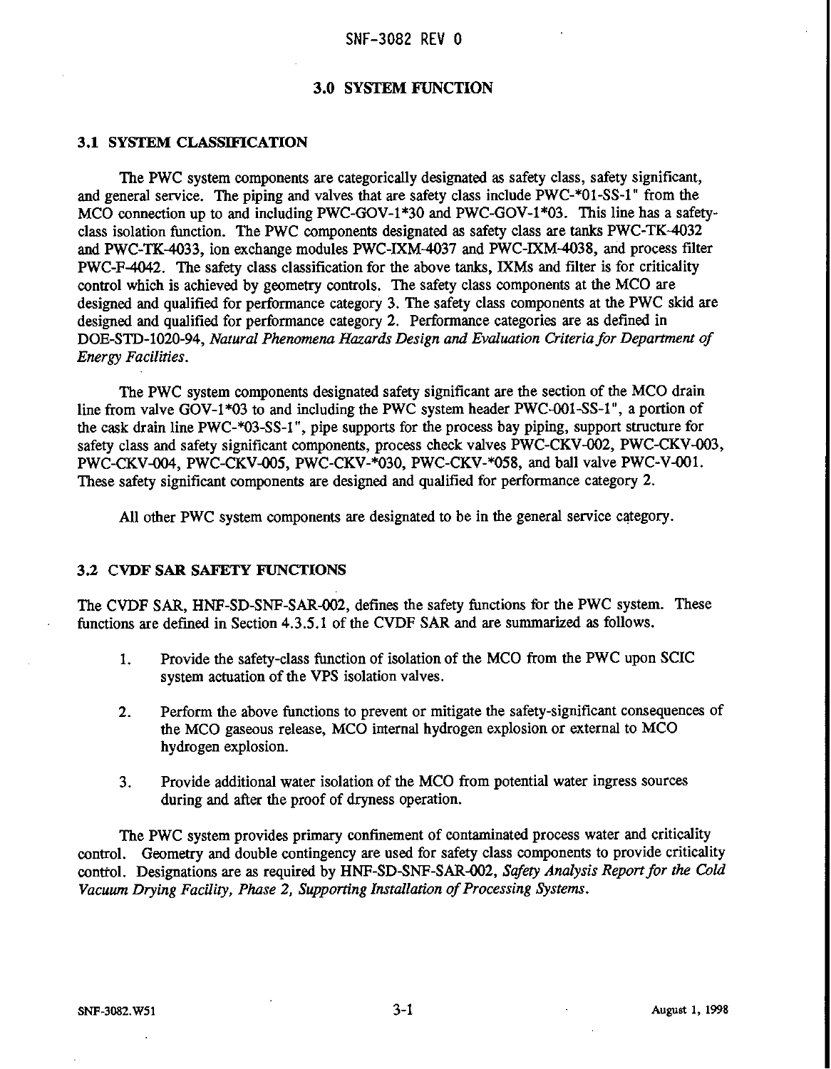# 3.0 SYSTEM FUNCTION

## 3.1 SYSTEM CLASSIFICATION

The PWC system components are categorically designated as safety class, safety significant, and general service. The piping and valves that are safety class include PWC-*01-SS-1" from the MCO connection up to and including PWC-GOV-1*30 and PWC-GOV-1*03. This line has a safety-class isolation function. The PWC components designated as safety class are tanks PWC-TK-4032 and PWC-TK-4033, ion exchange modules PWC-IXM-4037 and PWC-IXM-4038, and process filter PWC-F-4042. The safety class classification for the above tanks, IXMs and filter is for criticality control which is achieved by geometry controls. The safety class components at the MCO are designed and qualified for performance category 3. The safety class components at the PWC skid are designed and qualified for performance category 2. Performance categories are as defined in DOE-STD-1020-94, *Natural Phenomena Hazards Design and Evaluation Criteria for Department of Energy Facilities*.

The PWC system components designated safety significant are the section of the MCO drain line from valve GOV-1*03 to and including the PWC system header PWC-001-SS-1", a portion of the cask drain line PWC-*03-SS-1", pipe supports for the process bay piping, support structure for safety class and safety significant components, process check valves PWC-CKV-002, PWC-CKV-003, PWC-CKV-004, PWC-CKV-005, PWC-CKV-*030, PWC-CKV-*058, and ball valve PWC-V-001. These safety significant components are designed and qualified for performance category 2.

All other PWC system components are designated to be in the general service category.

## 3.2 CVDF SAR SAFETY FUNCTIONS

The CVDF SAR, HNF-SD-SNF-SAR-002, defines the safety functions for the PWC system. These functions are defined in Section 4.3.5.1 of the CVDF SAR and are summarized as follows.

1. Provide the safety-class function of isolation of the MCO from the PWC upon SCIC system actuation of the VPS isolation valves.

2. Perform the above functions to prevent or mitigate the safety-significant consequences of the MCO gaseous release, MCO internal hydrogen explosion or external to MCO hydrogen explosion.

3. Provide additional water isolation of the MCO from potential water ingress sources during and after the proof of dryness operation.

The PWC system provides primary confinement of contaminated process water and criticality control. Geometry and double contingency are used for safety class components to provide criticality control. Designations are as required by HNF-SD-SNF-SAR-002, *Safety Analysis Report for the Cold Vacuum Drying Facility, Phase 2, Supporting Installation of Processing Systems*.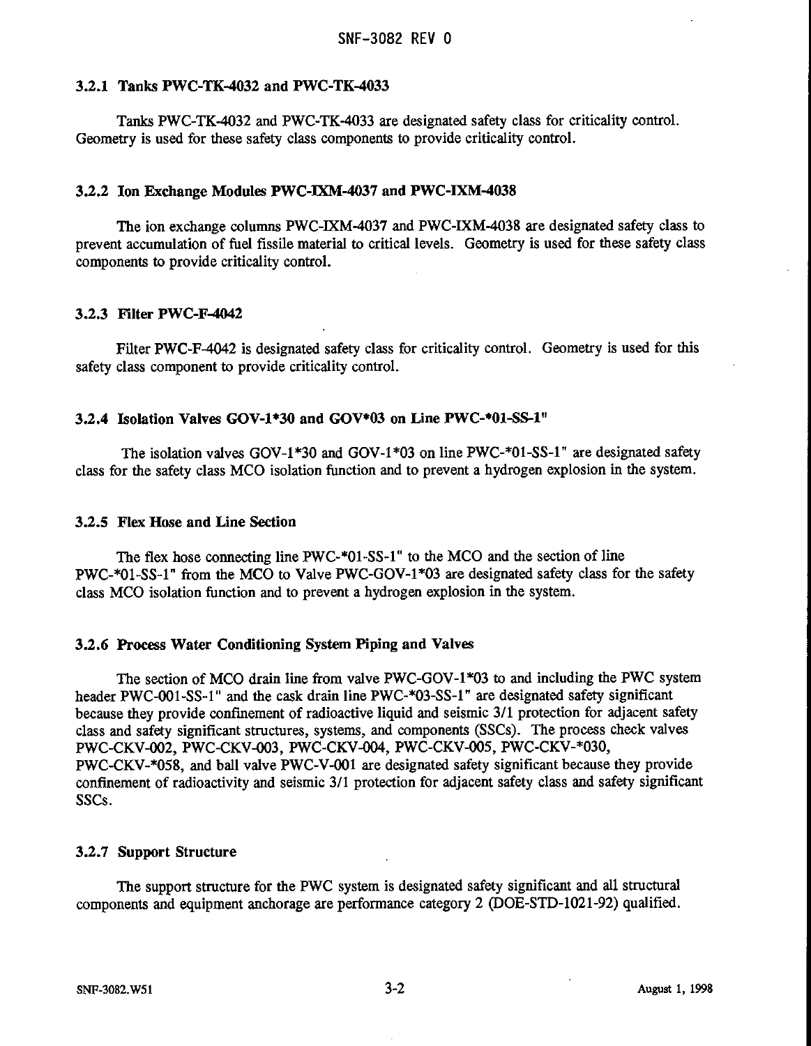### 3.2.1 Tanks PWC-TK-4032 and PWC-TK-4033

Tanks PWC-TK-4032 and PWC-TK-4033 are designated safety class for criticality control. Geometry is used for these safety class components to provide criticality control.

### 3.2.2 Ion Exchange Modules PWC-IXM-4037 and PWC-IXM-4038

The ion exchange columns PWC-IXM-4037 and PWC-IXM-4038 are designated safety class to prevent accumulation of fuel fissile material to critical levels. Geometry is used for these safety class components to provide criticality control.

### 3.2.3 Filter PWC-F-4042

Filter PWC-F-4042 is designated safety class for criticality control. Geometry is used for this safety class component to provide criticality control.

### 3.2.4 Isolation Valves GOV-1*30 and GOV*03 on Line PWC-*01-SS-1"

The isolation valves GOV-1*30 and GOV-1*03 on line PWC-*01-SS-1" are designated safety class for the safety class MCO isolation function and to prevent a hydrogen explosion in the system.

### 3.2.5 Flex Hose and Line Section

The flex hose connecting line PWC-*01-SS-1" to the MCO and the section of line PWC-*01-SS-1" from the MCO to Valve PWC-GOV-1*03 are designated safety class for the safety class MCO isolation function and to prevent a hydrogen explosion in the system.

### 3.2.6 Process Water Conditioning System Piping and Valves

The section of MCO drain line from valve PWC-GOV-1*03 to and including the PWC system header PWC-001-SS-1" and the cask drain line PWC-*03-SS-1" are designated safety significant because they provide confinement of radioactive liquid and seismic 3/1 protection for adjacent safety class and safety significant structures, systems, and components (SSCs). The process check valves PWC-CKV-002, PWC-CKV-003, PWC-CKV-004, PWC-CKV-005, PWC-CKV-*030, PWC-CKV-*058, and ball valve PWC-V-001 are designated safety significant because they provide confinement of radioactivity and seismic 3/1 protection for adjacent safety class and safety significant SSCs.

### 3.2.7 Support Structure

The support structure for the PWC system is designated safety significant and all structural components and equipment anchorage are performance category 2 (DOE-STD-1021-92) qualified.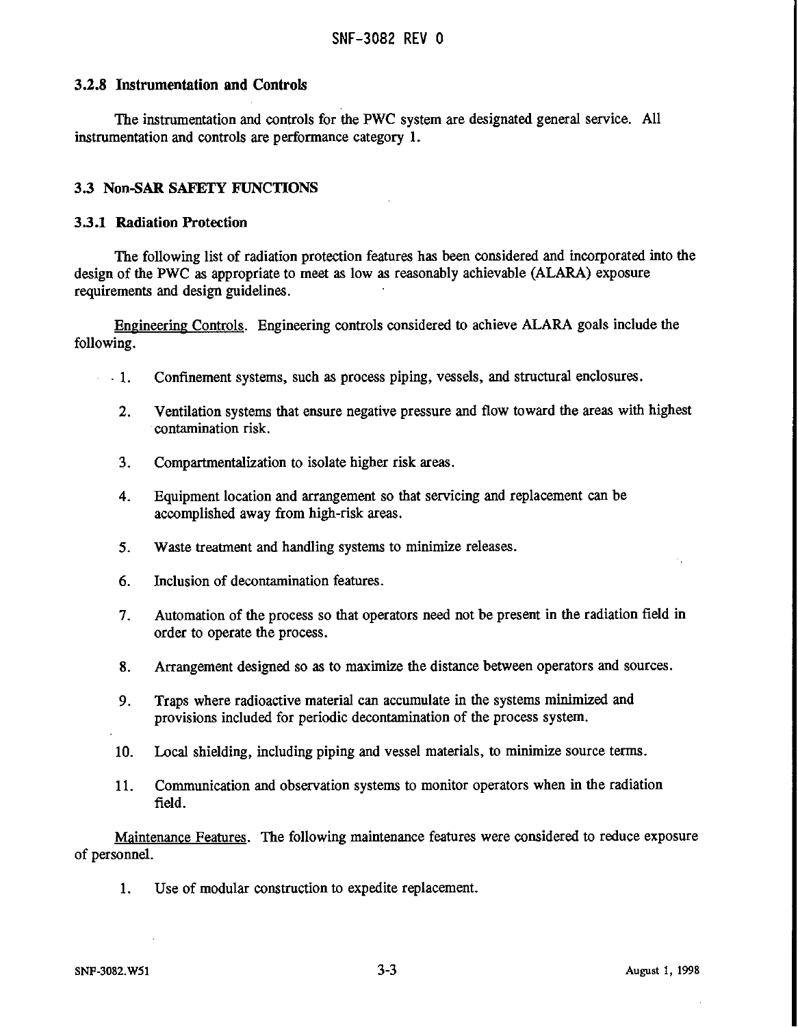### 3.2.8 Instrumentation and Controls

The instrumentation and controls for the PWC system are designated general service. All instrumentation and controls are performance category 1.

## 3.3 Non-SAR SAFETY FUNCTIONS

### 3.3.1 Radiation Protection

The following list of radiation protection features has been considered and incorporated into the design of the PWC as appropriate to meet as low as reasonably achievable (ALARA) exposure requirements and design guidelines.

Engineering Controls. Engineering controls considered to achieve ALARA goals include the following.

1. Confinement systems, such as process piping, vessels, and structural enclosures.
2. Ventilation systems that ensure negative pressure and flow toward the areas with highest contamination risk.
3. Compartmentalization to isolate higher risk areas.
4. Equipment location and arrangement so that servicing and replacement can be accomplished away from high-risk areas.
5. Waste treatment and handling systems to minimize releases.
6. Inclusion of decontamination features.
7. Automation of the process so that operators need not be present in the radiation field in order to operate the process.
8. Arrangement designed so as to maximize the distance between operators and sources.
9. Traps where radioactive material can accumulate in the systems minimized and provisions included for periodic decontamination of the process system.
10. Local shielding, including piping and vessel materials, to minimize source terms.
11. Communication and observation systems to monitor operators when in the radiation field.

Maintenance Features. The following maintenance features were considered to reduce exposure of personnel.

1. Use of modular construction to expedite replacement.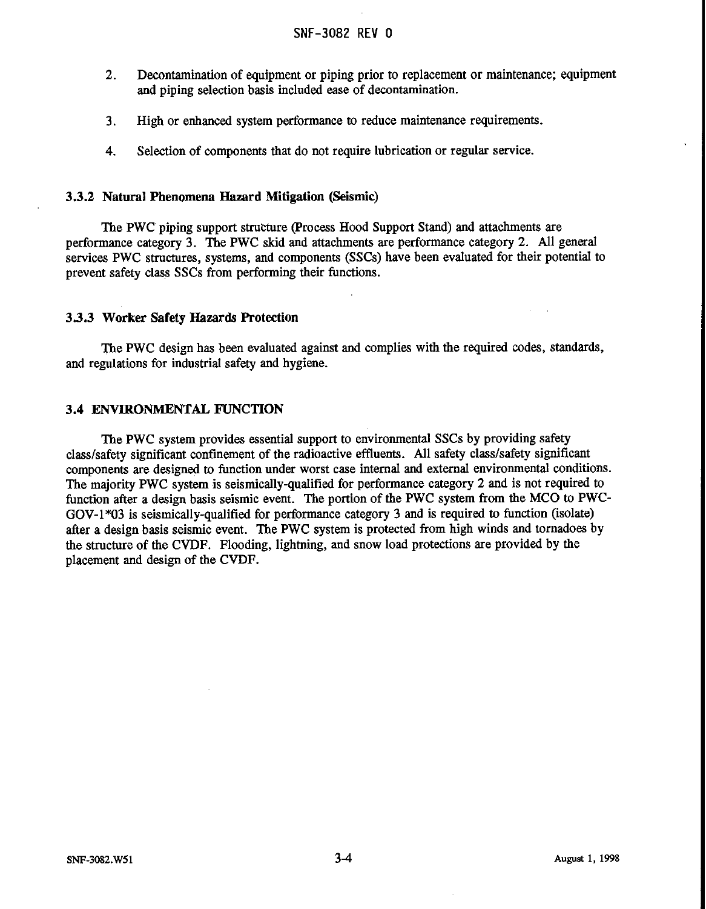2. Decontamination of equipment or piping prior to replacement or maintenance; equipment and piping selection basis included ease of decontamination.

3. High or enhanced system performance to reduce maintenance requirements.

4. Selection of components that do not require lubrication or regular service.

### 3.3.2 Natural Phenomena Hazard Mitigation (Seismic)

The PWC piping support structure (Process Hood Support Stand) and attachments are performance category 3. The PWC skid and attachments are performance category 2. All general services PWC structures, systems, and components (SSCs) have been evaluated for their potential to prevent safety class SSCs from performing their functions.

### 3.3.3 Worker Safety Hazards Protection

The PWC design has been evaluated against and complies with the required codes, standards, and regulations for industrial safety and hygiene.

## 3.4 ENVIRONMENTAL FUNCTION

The PWC system provides essential support to environmental SSCs by providing safety class/safety significant confinement of the radioactive effluents. All safety class/safety significant components are designed to function under worst case internal and external environmental conditions. The majority PWC system is seismically-qualified for performance category 2 and is not required to function after a design basis seismic event. The portion of the PWC system from the MCO to PWC-GOV-1*03 is seismically-qualified for performance category 3 and is required to function (isolate) after a design basis seismic event. The PWC system is protected from high winds and tornadoes by the structure of the CVDF. Flooding, lightning, and snow load protections are provided by the placement and design of the CVDF.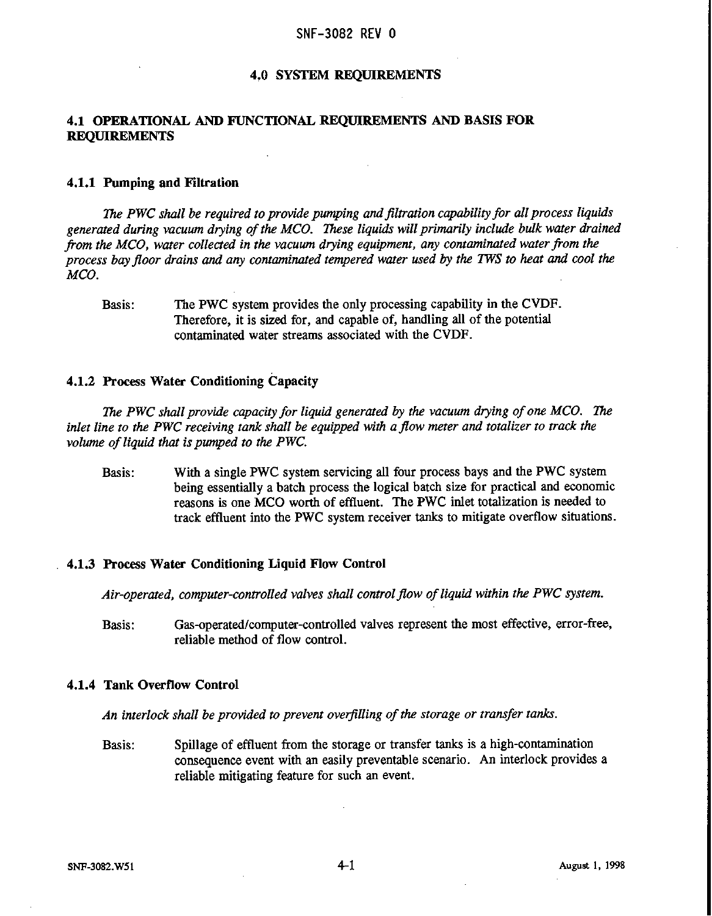# 4.0 SYSTEM REQUIREMENTS

## 4.1 OPERATIONAL AND FUNCTIONAL REQUIREMENTS AND BASIS FOR REQUIREMENTS

### 4.1.1 Pumping and Filtration

*The PWC shall be required to provide pumping and filtration capability for all process liquids generated during vacuum drying of the MCO. These liquids will primarily include bulk water drained from the MCO, water collected in the vacuum drying equipment, any contaminated water from the process bay floor drains and any contaminated tempered water used by the TWS to heat and cool the MCO.*

Basis: The PWC system provides the only processing capability in the CVDF. Therefore, it is sized for, and capable of, handling all of the potential contaminated water streams associated with the CVDF.

### 4.1.2 Process Water Conditioning Capacity

*The PWC shall provide capacity for liquid generated by the vacuum drying of one MCO. The inlet line to the PWC receiving tank shall be equipped with a flow meter and totalizer to track the volume of liquid that is pumped to the PWC.*

Basis: With a single PWC system servicing all four process bays and the PWC system being essentially a batch process the logical batch size for practical and economic reasons is one MCO worth of effluent. The PWC inlet totalization is needed to track effluent into the PWC system receiver tanks to mitigate overflow situations.

### 4.1.3 Process Water Conditioning Liquid Flow Control

*Air-operated, computer-controlled valves shall control flow of liquid within the PWC system.*

Basis: Gas-operated/computer-controlled valves represent the most effective, error-free, reliable method of flow control.

### 4.1.4 Tank Overflow Control

*An interlock shall be provided to prevent overfilling of the storage or transfer tanks.*

Basis: Spillage of effluent from the storage or transfer tanks is a high-contamination consequence event with an easily preventable scenario. An interlock provides a reliable mitigating feature for such an event.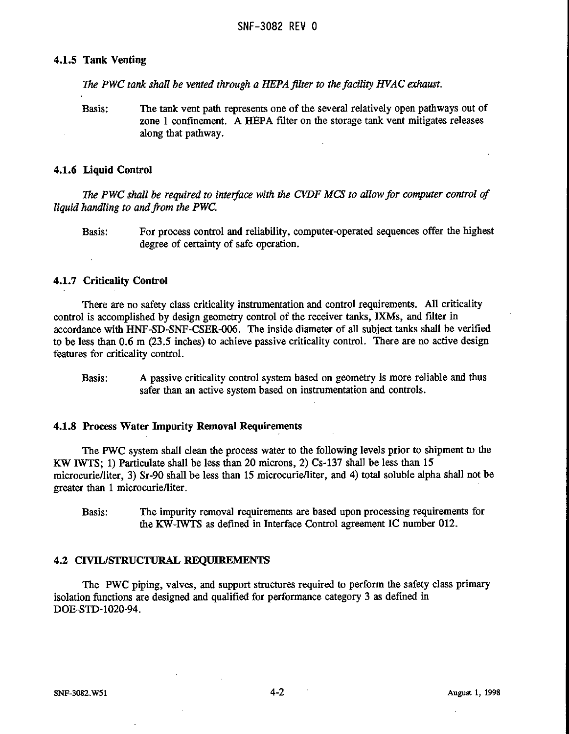### 4.1.5 Tank Venting

*The PWC tank shall be vented through a HEPA filter to the facility HVAC exhaust.*

Basis: The tank vent path represents one of the several relatively open pathways out of zone 1 confinement. A HEPA filter on the storage tank vent mitigates releases along that pathway.

### 4.1.6 Liquid Control

*The PWC shall be required to interface with the CVDF MCS to allow for computer control of liquid handling to and from the PWC.*

Basis: For process control and reliability, computer-operated sequences offer the highest degree of certainty of safe operation.

### 4.1.7 Criticality Control

There are no safety class criticality instrumentation and control requirements. All criticality control is accomplished by design geometry control of the receiver tanks, IXMs, and filter in accordance with HNF-SD-SNF-CSER-006. The inside diameter of all subject tanks shall be verified to be less than 0.6 m (23.5 inches) to achieve passive criticality control. There are no active design features for criticality control.

Basis: A passive criticality control system based on geometry is more reliable and thus safer than an active system based on instrumentation and controls.

### 4.1.8 Process Water Impurity Removal Requirements

The PWC system shall clean the process water to the following levels prior to shipment to the KW IWTS; 1) Particulate shall be less than 20 microns, 2) Cs-137 shall be less than 15 microcurie/liter, 3) Sr-90 shall be less than 15 microcurie/liter, and 4) total soluble alpha shall not be greater than 1 microcurie/liter.

Basis: The impurity removal requirements are based upon processing requirements for the KW-IWTS as defined in Interface Control agreement IC number 012.

## 4.2 CIVIL/STRUCTURAL REQUIREMENTS

The PWC piping, valves, and support structures required to perform the safety class primary isolation functions are designed and qualified for performance category 3 as defined in DOE-STD-1020-94.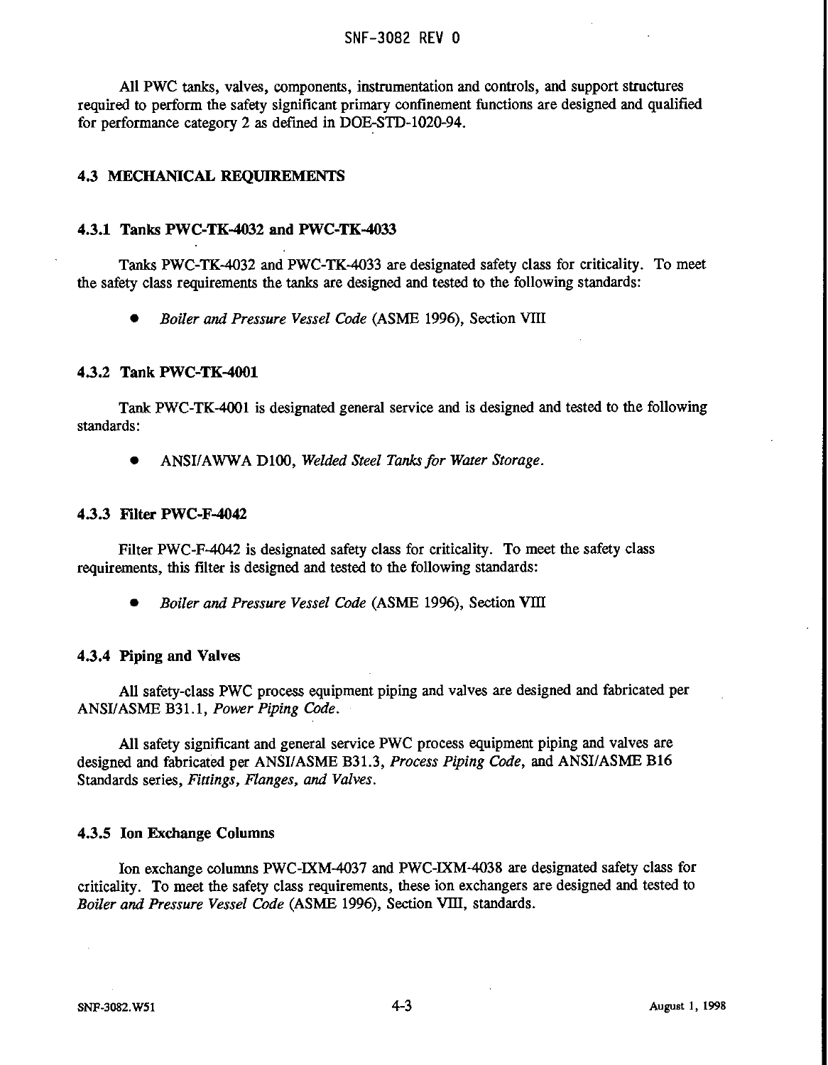All PWC tanks, valves, components, instrumentation and controls, and support structures required to perform the safety significant primary confinement functions are designed and qualified for performance category 2 as defined in DOE-STD-1020-94.

## 4.3 MECHANICAL REQUIREMENTS

### 4.3.1 Tanks PWC-TK-4032 and PWC-TK-4033

Tanks PWC-TK-4032 and PWC-TK-4033 are designated safety class for criticality. To meet the safety class requirements the tanks are designed and tested to the following standards:

- *Boiler and Pressure Vessel Code* (ASME 1996), Section VIII

### 4.3.2 Tank PWC-TK-4001

Tank PWC-TK-4001 is designated general service and is designed and tested to the following standards:

- ANSI/AWWA D100, *Welded Steel Tanks for Water Storage*.

### 4.3.3 Filter PWC-F-4042

Filter PWC-F-4042 is designated safety class for criticality. To meet the safety class requirements, this filter is designed and tested to the following standards:

- *Boiler and Pressure Vessel Code* (ASME 1996), Section VIII

### 4.3.4 Piping and Valves

All safety-class PWC process equipment piping and valves are designed and fabricated per ANSI/ASME B31.1, *Power Piping Code*.

All safety significant and general service PWC process equipment piping and valves are designed and fabricated per ANSI/ASME B31.3, *Process Piping Code*, and ANSI/ASME B16 Standards series, *Fittings, Flanges, and Valves*.

### 4.3.5 Ion Exchange Columns

Ion exchange columns PWC-IXM-4037 and PWC-IXM-4038 are designated safety class for criticality. To meet the safety class requirements, these ion exchangers are designed and tested to *Boiler and Pressure Vessel Code* (ASME 1996), Section VIII, standards.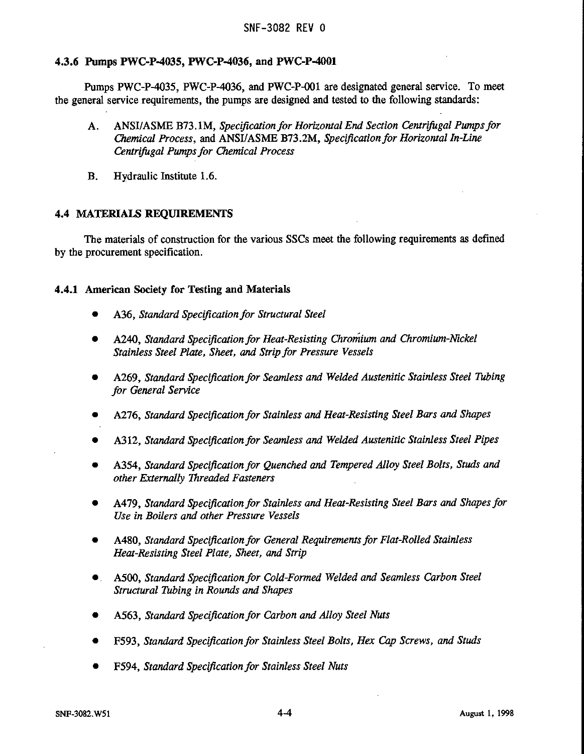### 4.3.6 Pumps PWC-P-4035, PWC-P-4036, and PWC-P-4001

Pumps PWC-P-4035, PWC-P-4036, and PWC-P-001 are designated general service. To meet the general service requirements, the pumps are designed and tested to the following standards:

A. ANSI/ASME B73.1M, *Specification for Horizontal End Section Centrifugal Pumps for Chemical Process*, and ANSI/ASME B73.2M, *Specification for Horizontal In-Line Centrifugal Pumps for Chemical Process*

B. Hydraulic Institute 1.6.

## 4.4 MATERIALS REQUIREMENTS

The materials of construction for the various SSCs meet the following requirements as defined by the procurement specification.

### 4.4.1 American Society for Testing and Materials

- A36, *Standard Specification for Structural Steel*
- A240, *Standard Specification for Heat-Resisting Chromium and Chromium-Nickel Stainless Steel Plate, Sheet, and Strip for Pressure Vessels*
- A269, *Standard Specification for Seamless and Welded Austenitic Stainless Steel Tubing for General Service*
- A276, *Standard Specification for Stainless and Heat-Resisting Steel Bars and Shapes*
- A312, *Standard Specification for Seamless and Welded Austenitic Stainless Steel Pipes*
- A354, *Standard Specification for Quenched and Tempered Alloy Steel Bolts, Studs and other Externally Threaded Fasteners*
- A479, *Standard Specification for Stainless and Heat-Resisting Steel Bars and Shapes for Use in Boilers and other Pressure Vessels*
- A480, *Standard Specification for General Requirements for Flat-Rolled Stainless Heat-Resisting Steel Plate, Sheet, and Strip*
- A500, *Standard Specification for Cold-Formed Welded and Seamless Carbon Steel Structural Tubing in Rounds and Shapes*
- A563, *Standard Specification for Carbon and Alloy Steel Nuts*
- F593, *Standard Specification for Stainless Steel Bolts, Hex Cap Screws, and Studs*
- F594, *Standard Specification for Stainless Steel Nuts*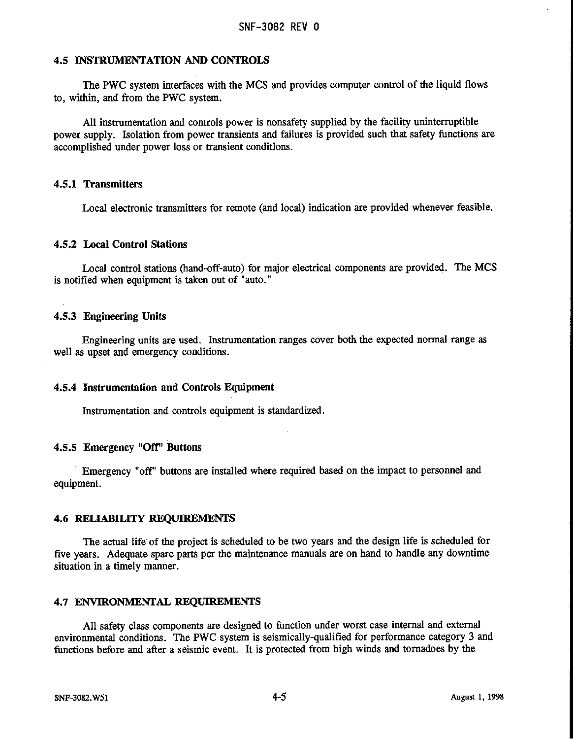## 4.5 INSTRUMENTATION AND CONTROLS

The PWC system interfaces with the MCS and provides computer control of the liquid flows to, within, and from the PWC system.

All instrumentation and controls power is nonsafety supplied by the facility uninterruptible power supply. Isolation from power transients and failures is provided such that safety functions are accomplished under power loss or transient conditions.

### 4.5.1 Transmitters

Local electronic transmitters for remote (and local) indication are provided whenever feasible.

### 4.5.2 Local Control Stations

Local control stations (hand-off-auto) for major electrical components are provided. The MCS is notified when equipment is taken out of "auto."

### 4.5.3 Engineering Units

Engineering units are used. Instrumentation ranges cover both the expected normal range as well as upset and emergency conditions.

### 4.5.4 Instrumentation and Controls Equipment

Instrumentation and controls equipment is standardized.

### 4.5.5 Emergency "Off" Buttons

Emergency "off" buttons are installed where required based on the impact to personnel and equipment.

## 4.6 RELIABILITY REQUIREMENTS

The actual life of the project is scheduled to be two years and the design life is scheduled for five years. Adequate spare parts per the maintenance manuals are on hand to handle any downtime situation in a timely manner.

## 4.7 ENVIRONMENTAL REQUIREMENTS

All safety class components are designed to function under worst case internal and external environmental conditions. The PWC system is seismically-qualified for performance category 3 and functions before and after a seismic event. It is protected from high winds and tornadoes by the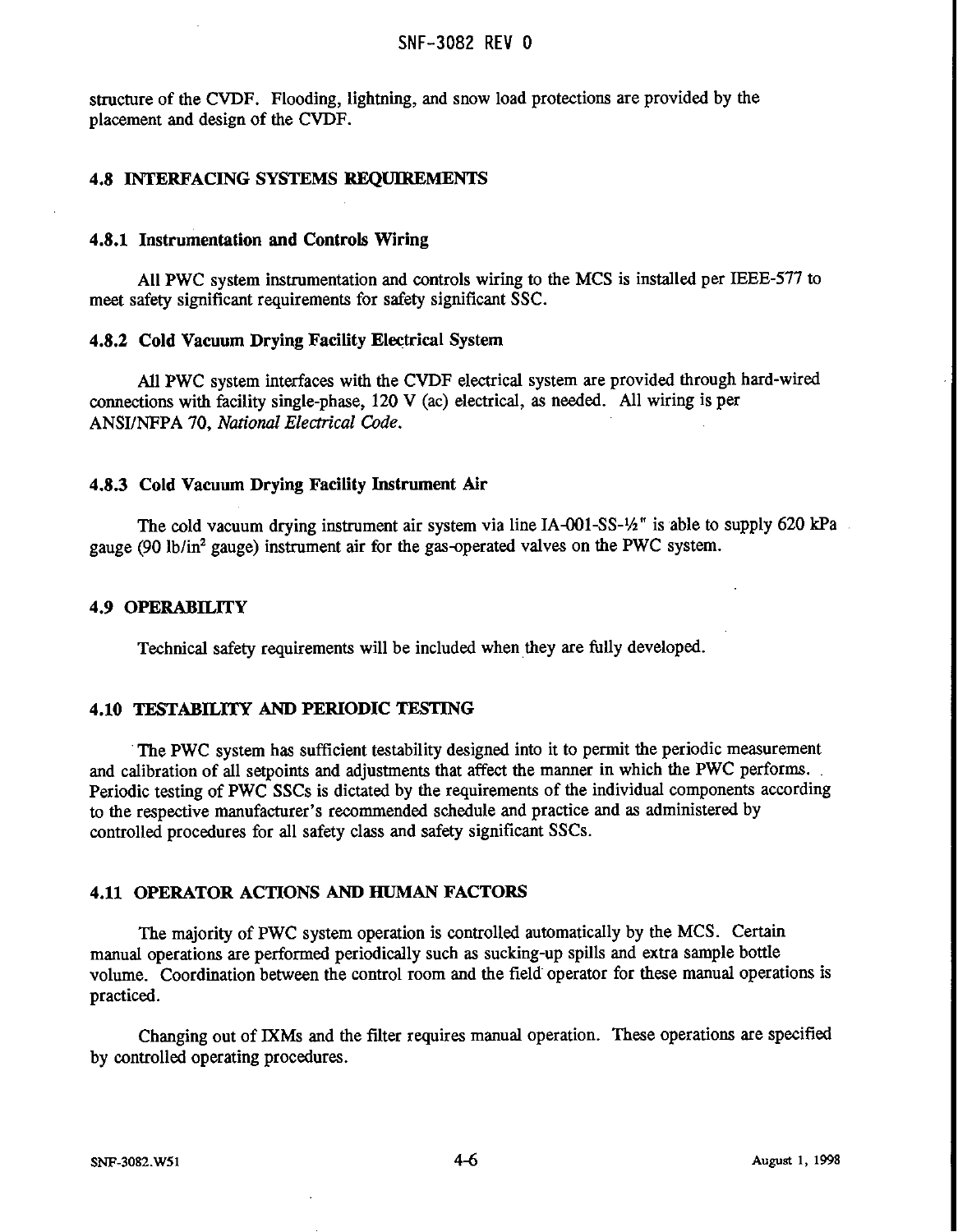structure of the CVDF. Flooding, lightning, and snow load protections are provided by the placement and design of the CVDF.

## 4.8 INTERFACING SYSTEMS REQUIREMENTS

### 4.8.1 Instrumentation and Controls Wiring

All PWC system instrumentation and controls wiring to the MCS is installed per IEEE-577 to meet safety significant requirements for safety significant SSC.

### 4.8.2 Cold Vacuum Drying Facility Electrical System

All PWC system interfaces with the CVDF electrical system are provided through hard-wired connections with facility single-phase, 120 V (ac) electrical, as needed. All wiring is per ANSI/NFPA 70, *National Electrical Code*.

### 4.8.3 Cold Vacuum Drying Facility Instrument Air

The cold vacuum drying instrument air system via line IA-001-SS-½" is able to supply 620 kPa gauge (90 lb/in$^2$ gauge) instrument air for the gas-operated valves on the PWC system.

## 4.9 OPERABILITY

Technical safety requirements will be included when they are fully developed.

## 4.10 TESTABILITY AND PERIODIC TESTING

The PWC system has sufficient testability designed into it to permit the periodic measurement and calibration of all setpoints and adjustments that affect the manner in which the PWC performs. Periodic testing of PWC SSCs is dictated by the requirements of the individual components according to the respective manufacturer's recommended schedule and practice and as administered by controlled procedures for all safety class and safety significant SSCs.

## 4.11 OPERATOR ACTIONS AND HUMAN FACTORS

The majority of PWC system operation is controlled automatically by the MCS. Certain manual operations are performed periodically such as sucking-up spills and extra sample bottle volume. Coordination between the control room and the field operator for these manual operations is practiced.

Changing out of IXMs and the filter requires manual operation. These operations are specified by controlled operating procedures.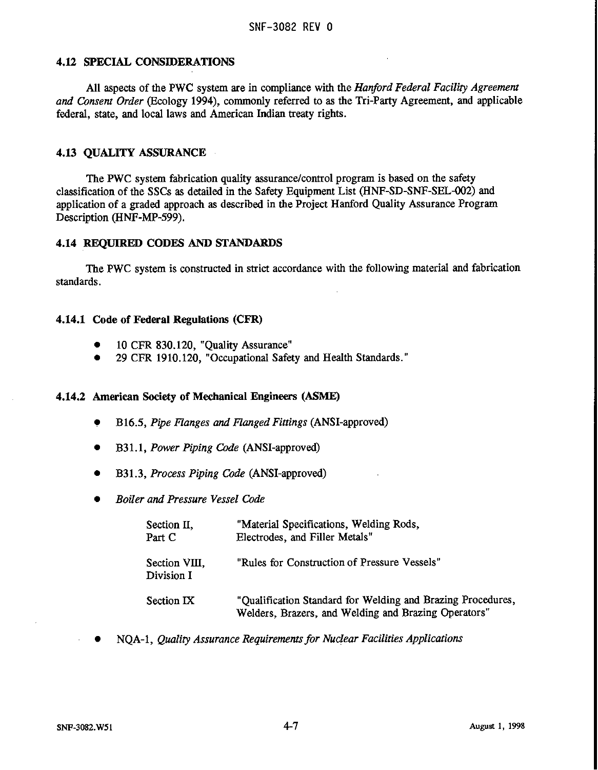## 4.12 SPECIAL CONSIDERATIONS

All aspects of the PWC system are in compliance with the *Hanford Federal Facility Agreement and Consent Order* (Ecology 1994), commonly referred to as the Tri-Party Agreement, and applicable federal, state, and local laws and American Indian treaty rights.

## 4.13 QUALITY ASSURANCE

The PWC system fabrication quality assurance/control program is based on the safety classification of the SSCs as detailed in the Safety Equipment List (HNF-SD-SNF-SEL-002) and application of a graded approach as described in the Project Hanford Quality Assurance Program Description (HNF-MP-599).

## 4.14 REQUIRED CODES AND STANDARDS

The PWC system is constructed in strict accordance with the following material and fabrication standards.

### 4.14.1 Code of Federal Regulations (CFR)

- 10 CFR 830.120, "Quality Assurance"
- 29 CFR 1910.120, "Occupational Safety and Health Standards."

### 4.14.2 American Society of Mechanical Engineers (ASME)

- B16.5, *Pipe Flanges and Flanged Fittings* (ANSI-approved)
- B31.1, *Power Piping Code* (ANSI-approved)
- B31.3, *Process Piping Code* (ANSI-approved)
- *Boiler and Pressure Vessel Code*

| | |
|---|---|
| Section II, Part C | "Material Specifications, Welding Rods, Electrodes, and Filler Metals" |
| Section VIII, Division I | "Rules for Construction of Pressure Vessels" |
| Section IX | "Qualification Standard for Welding and Brazing Procedures, Welders, Brazers, and Welding and Brazing Operators" |

- NQA-1, *Quality Assurance Requirements for Nuclear Facilities Applications*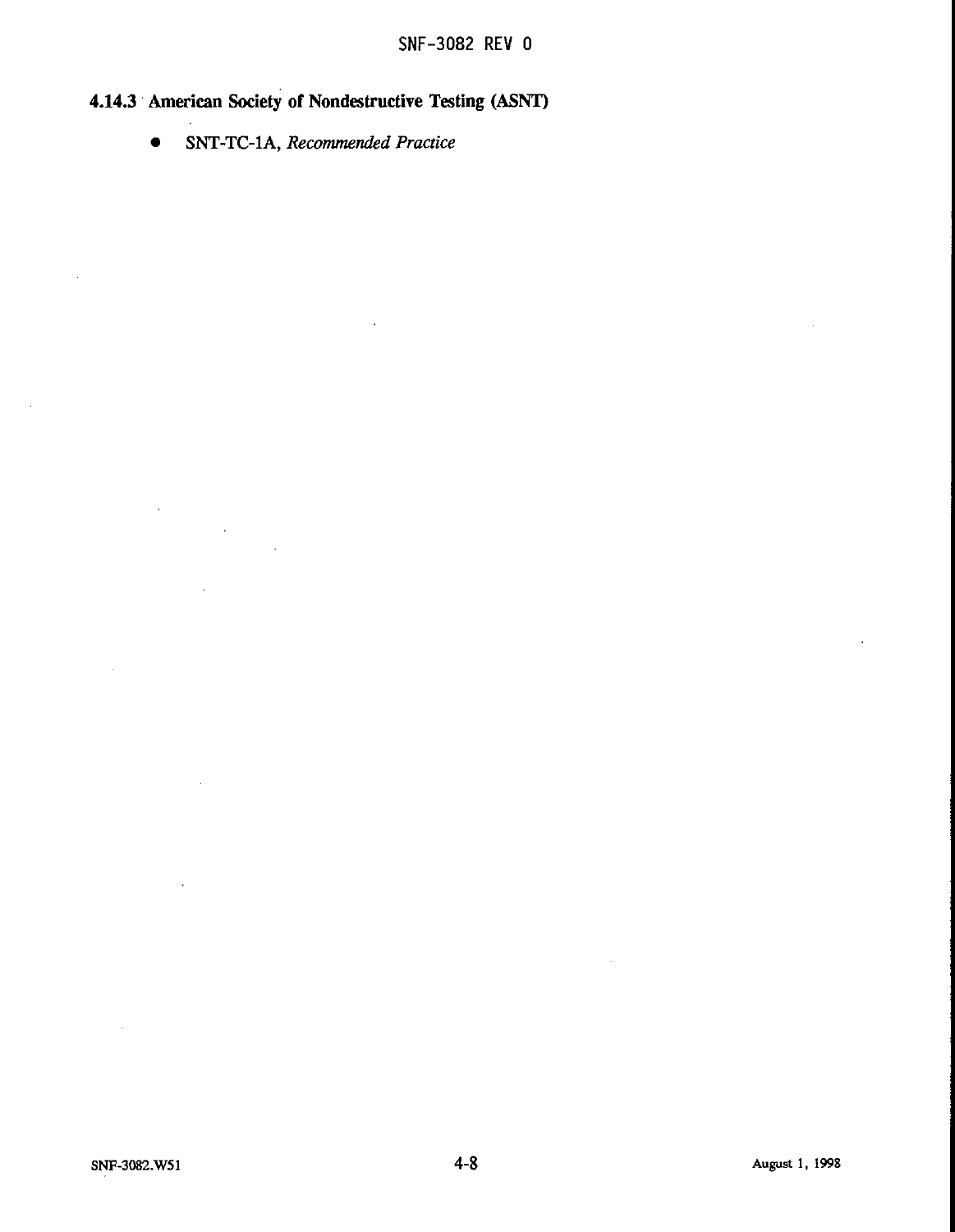### 4.14.3 American Society of Nondestructive Testing (ASNT)

- SNT-TC-1A, *Recommended Practice*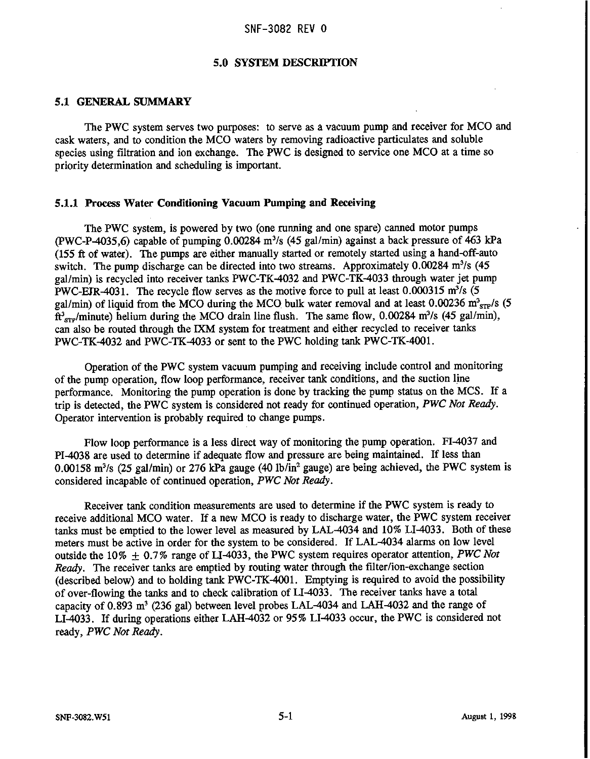## 5.0 SYSTEM DESCRIPTION

### 5.1 GENERAL SUMMARY

The PWC system serves two purposes: to serve as a vacuum pump and receiver for MCO and cask waters, and to condition the MCO waters by removing radioactive particulates and soluble species using filtration and ion exchange. The PWC is designed to service one MCO at a time so priority determination and scheduling is important.

#### 5.1.1 Process Water Conditioning Vacuum Pumping and Receiving

The PWC system, is powered by two (one running and one spare) canned motor pumps (PWC-P-4035,6) capable of pumping 0.00284 $m^3/s$ (45 gal/min) against a back pressure of 463 kPa (155 ft of water). The pumps are either manually started or remotely started using a hand-off-auto switch. The pump discharge can be directed into two streams. Approximately 0.00284 $m^3/s$ (45 gal/min) is recycled into receiver tanks PWC-TK-4032 and PWC-TK-4033 through water jet pump PWC-EJR-4031. The recycle flow serves as the motive force to pull at least 0.000315 $m^3/s$ (5 gal/min) of liquid from the MCO during the MCO bulk water removal and at least 0.00236 $m^3_{STP}/s$ (5 $ft^3_{STP}$/minute) helium during the MCO drain line flush. The same flow, 0.00284 $m^3/s$ (45 gal/min), can also be routed through the IXM system for treatment and either recycled to receiver tanks PWC-TK-4032 and PWC-TK-4033 or sent to the PWC holding tank PWC-TK-4001.

Operation of the PWC system vacuum pumping and receiving include control and monitoring of the pump operation, flow loop performance, receiver tank conditions, and the suction line performance. Monitoring the pump operation is done by tracking the pump status on the MCS. If a trip is detected, the PWC system is considered not ready for continued operation, *PWC Not Ready*. Operator intervention is probably required to change pumps.

Flow loop performance is a less direct way of monitoring the pump operation. FI-4037 and PI-4038 are used to determine if adequate flow and pressure are being maintained. If less than 0.00158 $m^3/s$ (25 gal/min) or 276 kPa gauge (40 $lb/in^2$ gauge) are being achieved, the PWC system is considered incapable of continued operation, *PWC Not Ready*.

Receiver tank condition measurements are used to determine if the PWC system is ready to receive additional MCO water. If a new MCO is ready to discharge water, the PWC system receiver tanks must be emptied to the lower level as measured by LAL-4034 and 10% LI-4033. Both of these meters must be active in order for the system to be considered. If LAL-4034 alarms on low level outside the 10% $\pm$ 0.7% range of LI-4033, the PWC system requires operator attention, *PWC Not Ready*. The receiver tanks are emptied by routing water through the filter/ion-exchange section (described below) and to holding tank PWC-TK-4001. Emptying is required to avoid the possibility of over-flowing the tanks and to check calibration of LI-4033. The receiver tanks have a total capacity of 0.893 $m^3$ (236 gal) between level probes LAL-4034 and LAH-4032 and the range of LI-4033. If during operations either LAH-4032 or 95% LI-4033 occur, the PWC is considered not ready, *PWC Not Ready*.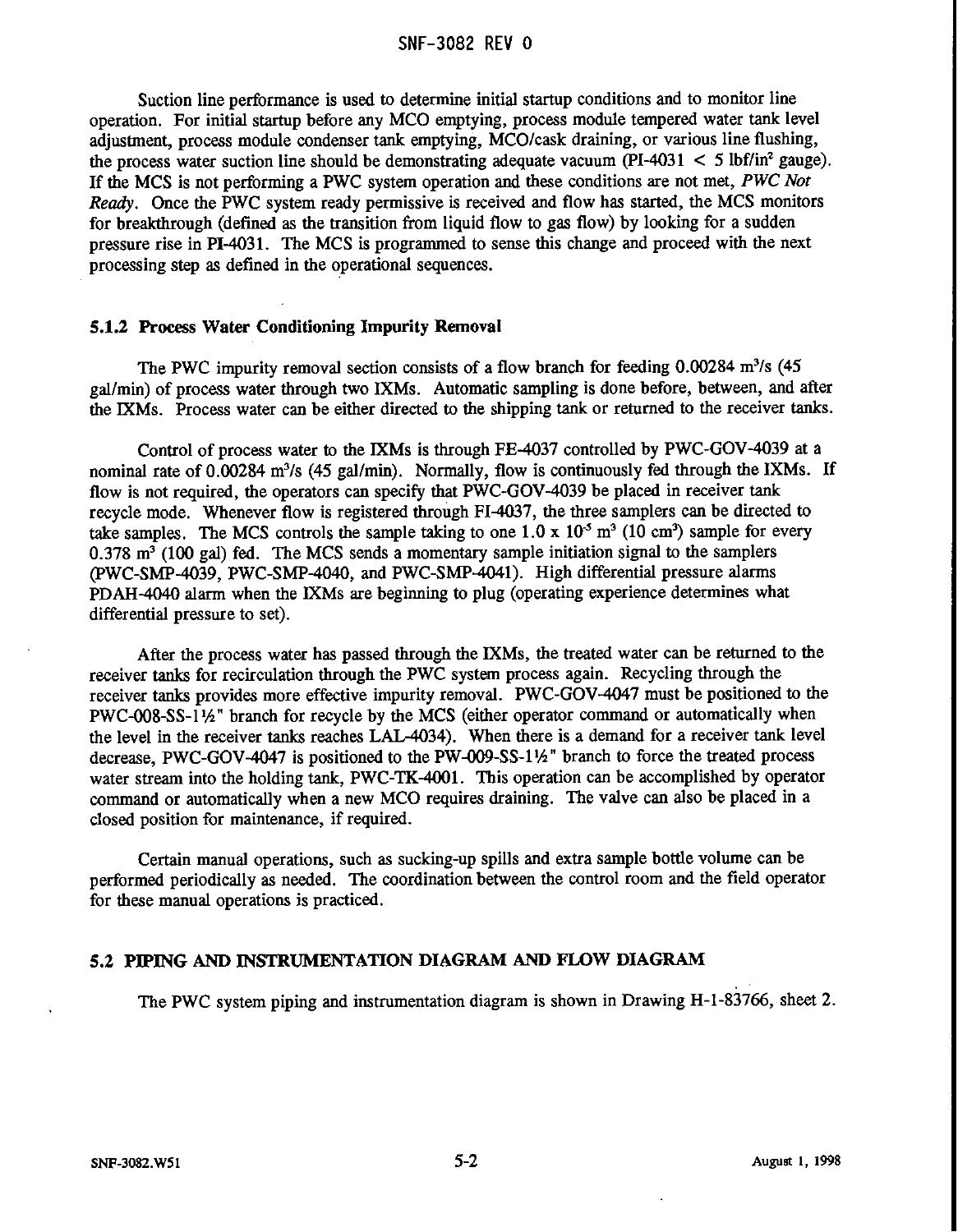Suction line performance is used to determine initial startup conditions and to monitor line operation. For initial startup before any MCO emptying, process module tempered water tank level adjustment, process module condenser tank emptying, MCO/cask draining, or various line flushing, the process water suction line should be demonstrating adequate vacuum (PI-4031 < 5 lbf/in$^2$ gauge). If the MCS is not performing a PWC system operation and these conditions are not met, *PWC Not Ready*. Once the PWC system ready permissive is received and flow has started, the MCS monitors for breakthrough (defined as the transition from liquid flow to gas flow) by looking for a sudden pressure rise in PI-4031. The MCS is programmed to sense this change and proceed with the next processing step as defined in the operational sequences.

### 5.1.2 Process Water Conditioning Impurity Removal

The PWC impurity removal section consists of a flow branch for feeding 0.00284 m$^3$/s (45 gal/min) of process water through two IXMs. Automatic sampling is done before, between, and after the IXMs. Process water can be either directed to the shipping tank or returned to the receiver tanks.

Control of process water to the IXMs is through FE-4037 controlled by PWC-GOV-4039 at a nominal rate of 0.00284 m$^3$/s (45 gal/min). Normally, flow is continuously fed through the IXMs. If flow is not required, the operators can specify that PWC-GOV-4039 be placed in receiver tank recycle mode. Whenever flow is registered through FI-4037, the three samplers can be directed to take samples. The MCS controls the sample taking to one $1.0 \times 10^{-5}$ m$^3$ (10 cm$^3$) sample for every 0.378 m$^3$ (100 gal) fed. The MCS sends a momentary sample initiation signal to the samplers (PWC-SMP-4039, PWC-SMP-4040, and PWC-SMP-4041). High differential pressure alarms PDAH-4040 alarm when the IXMs are beginning to plug (operating experience determines what differential pressure to set).

After the process water has passed through the IXMs, the treated water can be returned to the receiver tanks for recirculation through the PWC system process again. Recycling through the receiver tanks provides more effective impurity removal. PWC-GOV-4047 must be positioned to the PWC-008-SS-1½" branch for recycle by the MCS (either operator command or automatically when the level in the receiver tanks reaches LAL-4034). When there is a demand for a receiver tank level decrease, PWC-GOV-4047 is positioned to the PW-009-SS-1½" branch to force the treated process water stream into the holding tank, PWC-TK-4001. This operation can be accomplished by operator command or automatically when a new MCO requires draining. The valve can also be placed in a closed position for maintenance, if required.

Certain manual operations, such as sucking-up spills and extra sample bottle volume can be performed periodically as needed. The coordination between the control room and the field operator for these manual operations is practiced.

## 5.2 PIPING AND INSTRUMENTATION DIAGRAM AND FLOW DIAGRAM

The PWC system piping and instrumentation diagram is shown in Drawing H-1-83766, sheet 2.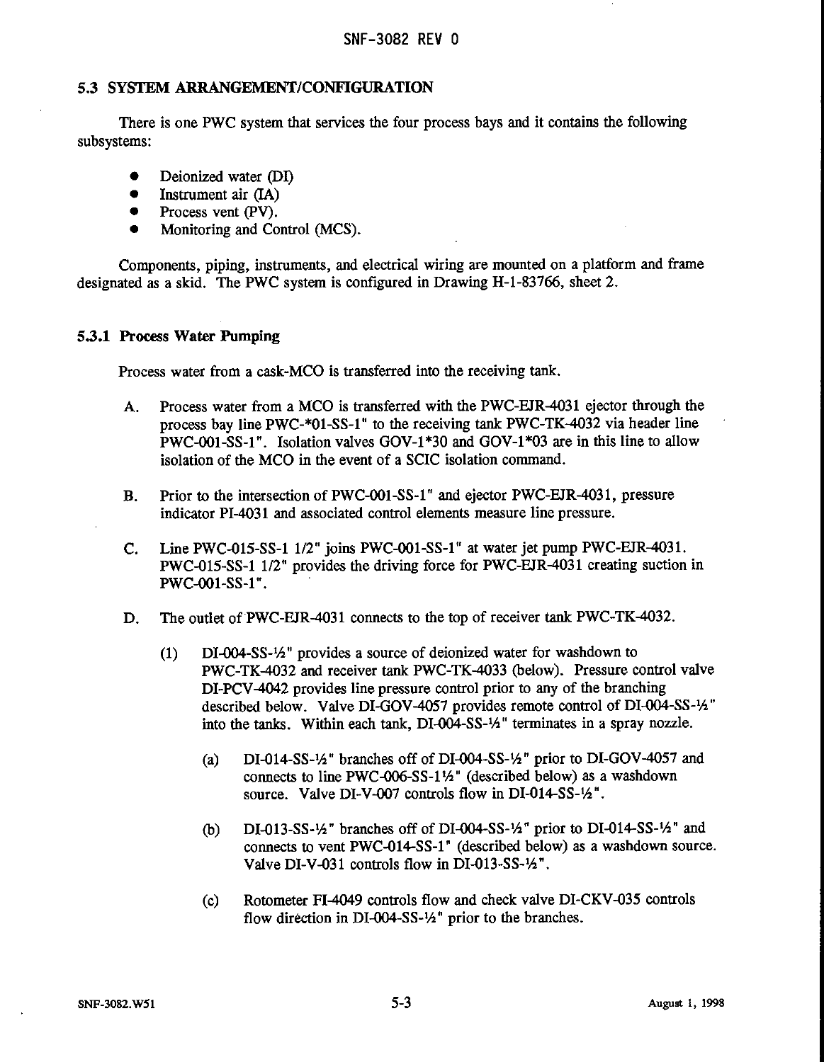## 5.3 SYSTEM ARRANGEMENT/CONFIGURATION

There is one PWC system that services the four process bays and it contains the following subsystems:

- Deionized water (DI)
- Instrument air (IA)
- Process vent (PV).
- Monitoring and Control (MCS).

Components, piping, instruments, and electrical wiring are mounted on a platform and frame designated as a skid. The PWC system is configured in Drawing H-1-83766, sheet 2.

### 5.3.1 Process Water Pumping

Process water from a cask-MCO is transferred into the receiving tank.

A. Process water from a MCO is transferred with the PWC-EJR-4031 ejector through the process bay line PWC-*01-SS-1" to the receiving tank PWC-TK-4032 via header line PWC-001-SS-1". Isolation valves GOV-1*30 and GOV-1*03 are in this line to allow isolation of the MCO in the event of a SCIC isolation command.

B. Prior to the intersection of PWC-001-SS-1" and ejector PWC-EJR-4031, pressure indicator PI-4031 and associated control elements measure line pressure.

C. Line PWC-015-SS-1 1/2" joins PWC-001-SS-1" at water jet pump PWC-EJR-4031. PWC-015-SS-1 1/2" provides the driving force for PWC-EJR-4031 creating suction in PWC-001-SS-1".

D. The outlet of PWC-EJR-4031 connects to the top of receiver tank PWC-TK-4032.

   (1) DI-004-SS-½" provides a source of deionized water for washdown to PWC-TK-4032 and receiver tank PWC-TK-4033 (below). Pressure control valve DI-PCV-4042 provides line pressure control prior to any of the branching described below. Valve DI-GOV-4057 provides remote control of DI-004-SS-½" into the tanks. Within each tank, DI-004-SS-½" terminates in a spray nozzle.

      (a) DI-014-SS-½" branches off of DI-004-SS-½" prior to DI-GOV-4057 and connects to line PWC-006-SS-1½" (described below) as a washdown source. Valve DI-V-007 controls flow in DI-014-SS-½".

      (b) DI-013-SS-½" branches off of DI-004-SS-½" prior to DI-014-SS-½" and connects to vent PWC-014-SS-1" (described below) as a washdown source. Valve DI-V-031 controls flow in DI-013-SS-½".

      (c) Rotometer FI-4049 controls flow and check valve DI-CKV-035 controls flow direction in DI-004-SS-½" prior to the branches.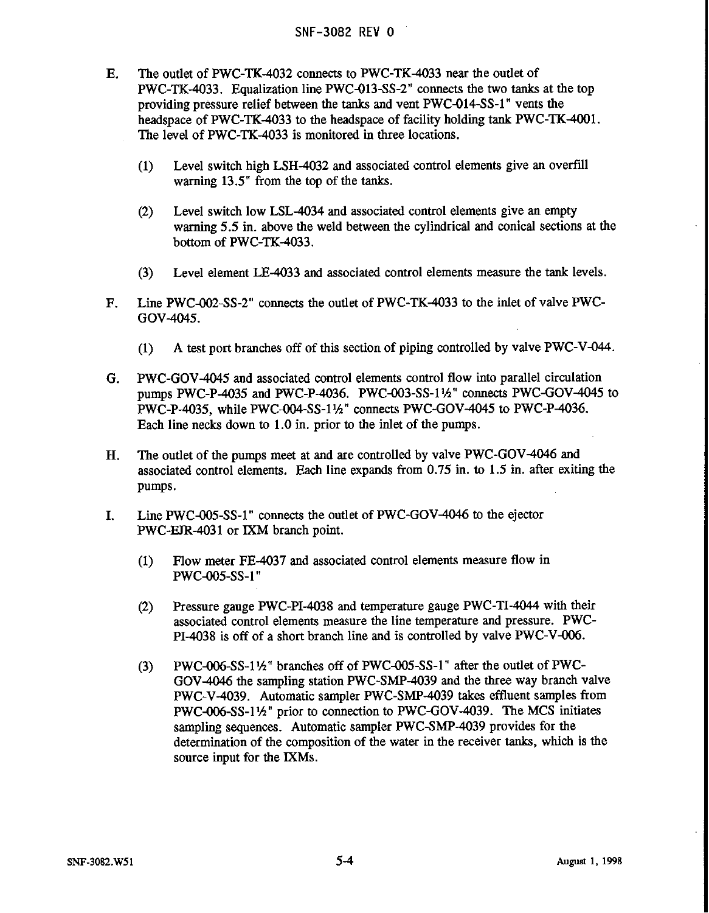E. The outlet of PWC-TK-4032 connects to PWC-TK-4033 near the outlet of PWC-TK-4033. Equalization line PWC-013-SS-2" connects the two tanks at the top providing pressure relief between the tanks and vent PWC-014-SS-1" vents the headspace of PWC-TK-4033 to the headspace of facility holding tank PWC-TK-4001. The level of PWC-TK-4033 is monitored in three locations.

   (1) Level switch high LSH-4032 and associated control elements give an overfill warning 13.5" from the top of the tanks.

   (2) Level switch low LSL-4034 and associated control elements give an empty warning 5.5 in. above the weld between the cylindrical and conical sections at the bottom of PWC-TK-4033.

   (3) Level element LE-4033 and associated control elements measure the tank levels.

F. Line PWC-002-SS-2" connects the outlet of PWC-TK-4033 to the inlet of valve PWC-GOV-4045.

   (1) A test port branches off of this section of piping controlled by valve PWC-V-044.

G. PWC-GOV-4045 and associated control elements control flow into parallel circulation pumps PWC-P-4035 and PWC-P-4036. PWC-003-SS-1½" connects PWC-GOV-4045 to PWC-P-4035, while PWC-004-SS-1½" connects PWC-GOV-4045 to PWC-P-4036. Each line necks down to 1.0 in. prior to the inlet of the pumps.

H. The outlet of the pumps meet at and are controlled by valve PWC-GOV-4046 and associated control elements. Each line expands from 0.75 in. to 1.5 in. after exiting the pumps.

I. Line PWC-005-SS-1" connects the outlet of PWC-GOV-4046 to the ejector PWC-EJR-4031 or IXM branch point.

   (1) Flow meter FE-4037 and associated control elements measure flow in PWC-005-SS-1"

   (2) Pressure gauge PWC-PI-4038 and temperature gauge PWC-TI-4044 with their associated control elements measure the line temperature and pressure. PWC-PI-4038 is off of a short branch line and is controlled by valve PWC-V-006.

   (3) PWC-006-SS-1½" branches off of PWC-005-SS-1" after the outlet of PWC-GOV-4046 the sampling station PWC-SMP-4039 and the three way branch valve PWC-V-4039. Automatic sampler PWC-SMP-4039 takes effluent samples from PWC-006-SS-1½" prior to connection to PWC-GOV-4039. The MCS initiates sampling sequences. Automatic sampler PWC-SMP-4039 provides for the determination of the composition of the water in the receiver tanks, which is the source input for the IXMs.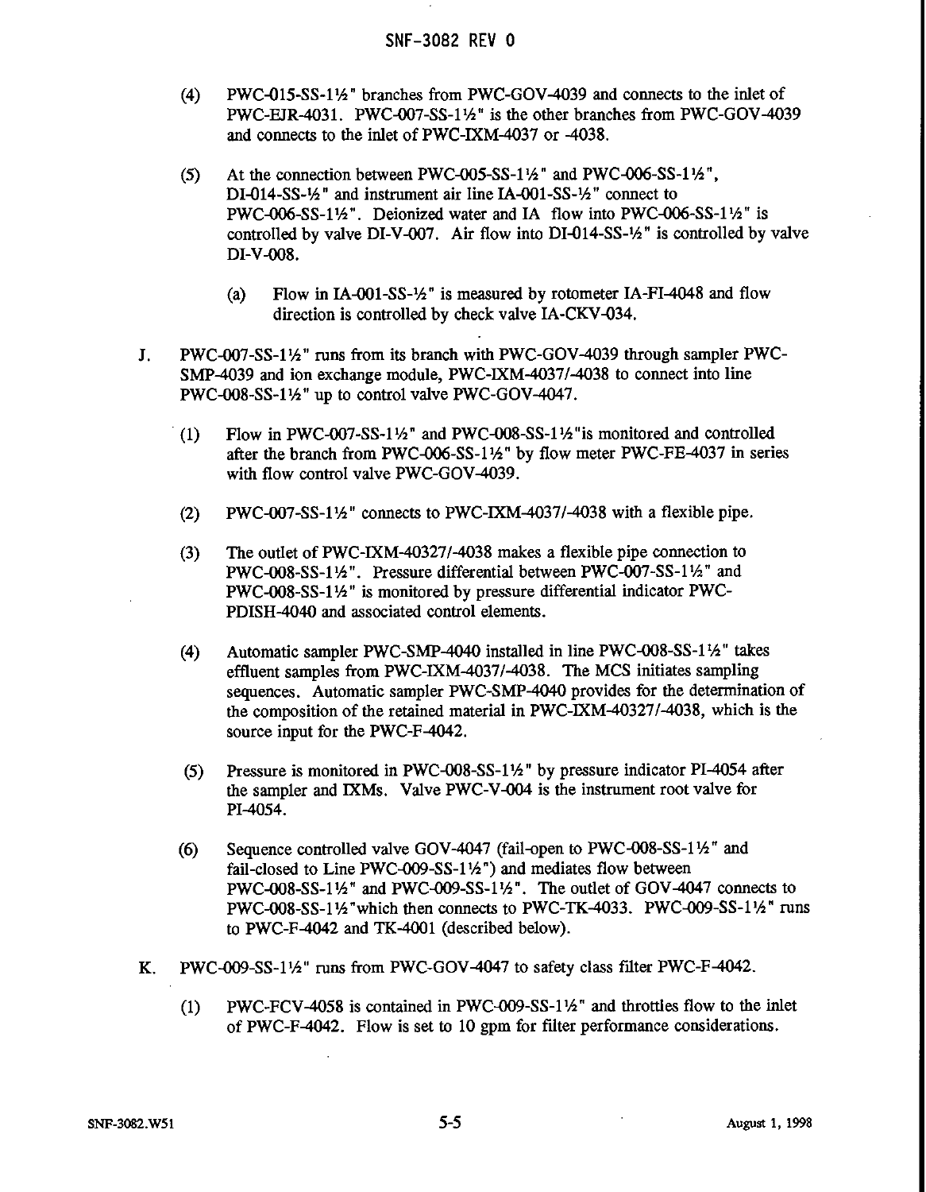(4) PWC-015-SS-1½" branches from PWC-GOV-4039 and connects to the inlet of PWC-EJR-4031. PWC-007-SS-1½" is the other branches from PWC-GOV-4039 and connects to the inlet of PWC-IXM-4037 or -4038.

(5) At the connection between PWC-005-SS-1½" and PWC-006-SS-1½", DI-014-SS-½" and instrument air line IA-001-SS-½" connect to PWC-006-SS-1½". Deionized water and IA flow into PWC-006-SS-1½" is controlled by valve DI-V-007. Air flow into DI-014-SS-½" is controlled by valve DI-V-008.

  (a) Flow in IA-001-SS-½" is measured by rotometer IA-FI-4048 and flow direction is controlled by check valve IA-CKV-034.

J. PWC-007-SS-1½" runs from its branch with PWC-GOV-4039 through sampler PWC-SMP-4039 and ion exchange module, PWC-IXM-4037/-4038 to connect into line PWC-008-SS-1½" up to control valve PWC-GOV-4047.

  (1) Flow in PWC-007-SS-1½" and PWC-008-SS-1½"is monitored and controlled after the branch from PWC-006-SS-1½" by flow meter PWC-FE-4037 in series with flow control valve PWC-GOV-4039.

  (2) PWC-007-SS-1½" connects to PWC-IXM-4037/-4038 with a flexible pipe.

  (3) The outlet of PWC-IXM-40327/-4038 makes a flexible pipe connection to PWC-008-SS-1½". Pressure differential between PWC-007-SS-1½" and PWC-008-SS-1½" is monitored by pressure differential indicator PWC-PDISH-4040 and associated control elements.

  (4) Automatic sampler PWC-SMP-4040 installed in line PWC-008-SS-1½" takes effluent samples from PWC-IXM-4037/-4038. The MCS initiates sampling sequences. Automatic sampler PWC-SMP-4040 provides for the determination of the composition of the retained material in PWC-IXM-40327/-4038, which is the source input for the PWC-F-4042.

  (5) Pressure is monitored in PWC-008-SS-1½" by pressure indicator PI-4054 after the sampler and IXMs. Valve PWC-V-004 is the instrument root valve for PI-4054.

  (6) Sequence controlled valve GOV-4047 (fail-open to PWC-008-SS-1½" and fail-closed to Line PWC-009-SS-1½") and mediates flow between PWC-008-SS-1½" and PWC-009-SS-1½". The outlet of GOV-4047 connects to PWC-008-SS-1½"which then connects to PWC-TK-4033. PWC-009-SS-1½" runs to PWC-F-4042 and TK-4001 (described below).

K. PWC-009-SS-1½" runs from PWC-GOV-4047 to safety class filter PWC-F-4042.

  (1) PWC-FCV-4058 is contained in PWC-009-SS-1½" and throttles flow to the inlet of PWC-F-4042. Flow is set to 10 gpm for filter performance considerations.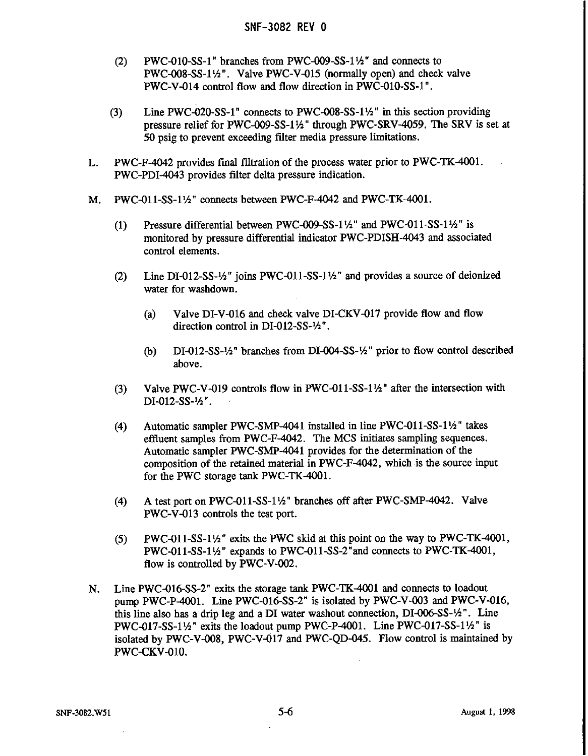(2) PWC-010-SS-1" branches from PWC-009-SS-1½" and connects to PWC-008-SS-1½". Valve PWC-V-015 (normally open) and check valve PWC-V-014 control flow and flow direction in PWC-010-SS-1".

(3) Line PWC-020-SS-1" connects to PWC-008-SS-1½" in this section providing pressure relief for PWC-009-SS-1½" through PWC-SRV-4059. The SRV is set at 50 psig to prevent exceeding filter media pressure limitations.

L. PWC-F-4042 provides final filtration of the process water prior to PWC-TK-4001. PWC-PDI-4043 provides filter delta pressure indication.

M. PWC-011-SS-1½" connects between PWC-F-4042 and PWC-TK-4001.

(1) Pressure differential between PWC-009-SS-1½" and PWC-011-SS-1½" is monitored by pressure differential indicator PWC-PDISH-4043 and associated control elements.

(2) Line DI-012-SS-½" joins PWC-011-SS-1½" and provides a source of deionized water for washdown.

(a) Valve DI-V-016 and check valve DI-CKV-017 provide flow and flow direction control in DI-012-SS-½".

(b) DI-012-SS-½" branches from DI-004-SS-½" prior to flow control described above.

(3) Valve PWC-V-019 controls flow in PWC-011-SS-1½" after the intersection with DI-012-SS-½".

(4) Automatic sampler PWC-SMP-4041 installed in line PWC-011-SS-1½" takes effluent samples from PWC-F-4042. The MCS initiates sampling sequences. Automatic sampler PWC-SMP-4041 provides for the determination of the composition of the retained material in PWC-F-4042, which is the source input for the PWC storage tank PWC-TK-4001.

(4) A test port on PWC-011-SS-1½" branches off after PWC-SMP-4042. Valve PWC-V-013 controls the test port.

(5) PWC-011-SS-1½" exits the PWC skid at this point on the way to PWC-TK-4001, PWC-011-SS-1½" expands to PWC-011-SS-2"and connects to PWC-TK-4001, flow is controlled by PWC-V-002.

N. Line PWC-016-SS-2" exits the storage tank PWC-TK-4001 and connects to loadout pump PWC-P-4001. Line PWC-016-SS-2" is isolated by PWC-V-003 and PWC-V-016, this line also has a drip leg and a DI water washout connection, DI-006-SS-½". Line PWC-017-SS-1½" exits the loadout pump PWC-P-4001. Line PWC-017-SS-1½" is isolated by PWC-V-008, PWC-V-017 and PWC-QD-045. Flow control is maintained by PWC-CKV-010.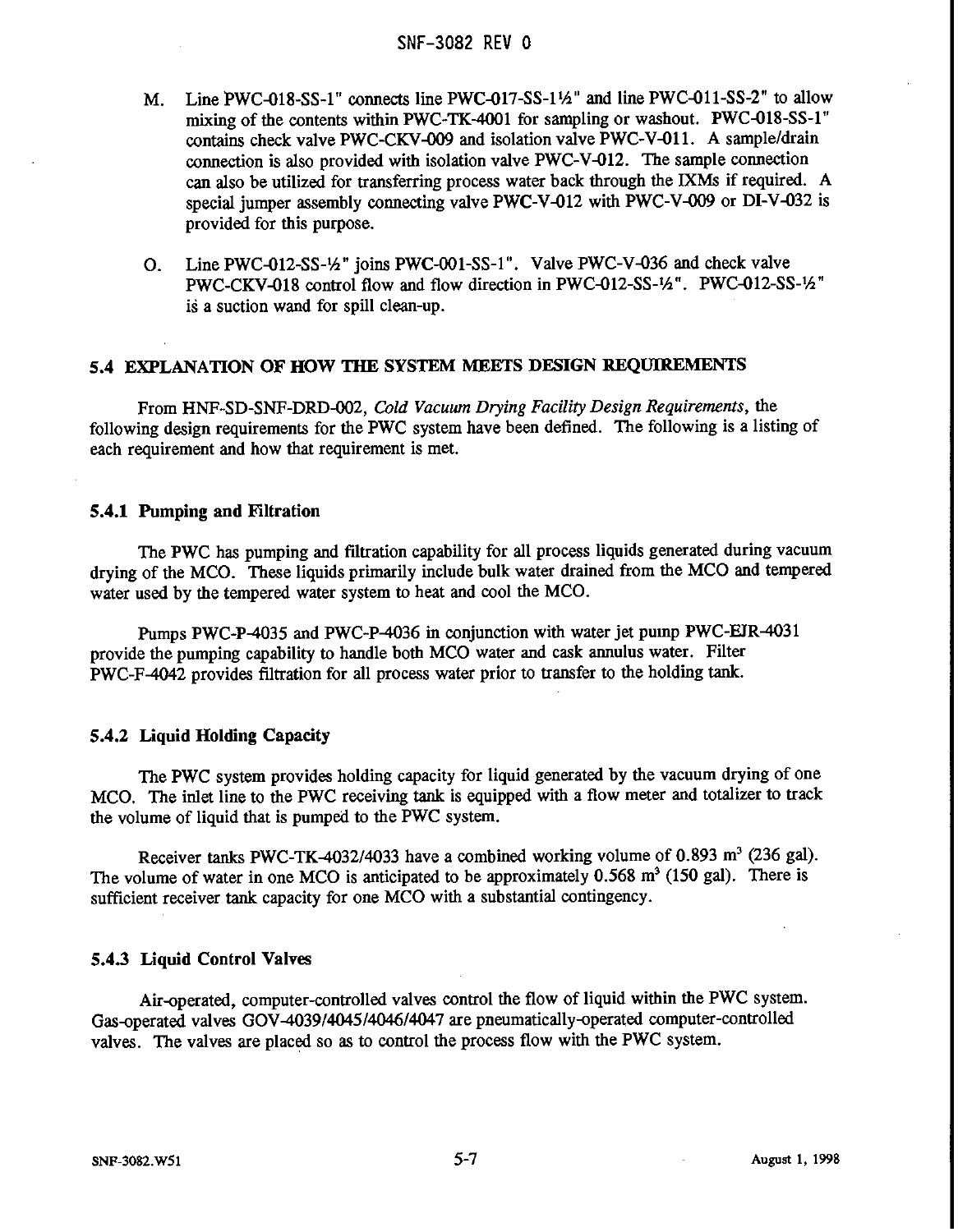M. Line PWC-018-SS-1" connects line PWC-017-SS-1½" and line PWC-011-SS-2" to allow mixing of the contents within PWC-TK-4001 for sampling or washout. PWC-018-SS-1" contains check valve PWC-CKV-009 and isolation valve PWC-V-011. A sample/drain connection is also provided with isolation valve PWC-V-012. The sample connection can also be utilized for transferring process water back through the IXMs if required. A special jumper assembly connecting valve PWC-V-012 with PWC-V-009 or DI-V-032 is provided for this purpose.

O. Line PWC-012-SS-½" joins PWC-001-SS-1". Valve PWC-V-036 and check valve PWC-CKV-018 control flow and flow direction in PWC-012-SS-½". PWC-012-SS-½" is a suction wand for spill clean-up.

## 5.4 EXPLANATION OF HOW THE SYSTEM MEETS DESIGN REQUIREMENTS

From HNF-SD-SNF-DRD-002, *Cold Vacuum Drying Facility Design Requirements*, the following design requirements for the PWC system have been defined. The following is a listing of each requirement and how that requirement is met.

### 5.4.1 Pumping and Filtration

The PWC has pumping and filtration capability for all process liquids generated during vacuum drying of the MCO. These liquids primarily include bulk water drained from the MCO and tempered water used by the tempered water system to heat and cool the MCO.

Pumps PWC-P-4035 and PWC-P-4036 in conjunction with water jet pump PWC-EJR-4031 provide the pumping capability to handle both MCO water and cask annulus water. Filter PWC-F-4042 provides filtration for all process water prior to transfer to the holding tank.

### 5.4.2 Liquid Holding Capacity

The PWC system provides holding capacity for liquid generated by the vacuum drying of one MCO. The inlet line to the PWC receiving tank is equipped with a flow meter and totalizer to track the volume of liquid that is pumped to the PWC system.

Receiver tanks PWC-TK-4032/4033 have a combined working volume of 0.893 $m^3$ (236 gal). The volume of water in one MCO is anticipated to be approximately 0.568 $m^3$ (150 gal). There is sufficient receiver tank capacity for one MCO with a substantial contingency.

### 5.4.3 Liquid Control Valves

Air-operated, computer-controlled valves control the flow of liquid within the PWC system. Gas-operated valves GOV-4039/4045/4046/4047 are pneumatically-operated computer-controlled valves. The valves are placed so as to control the process flow with the PWC system.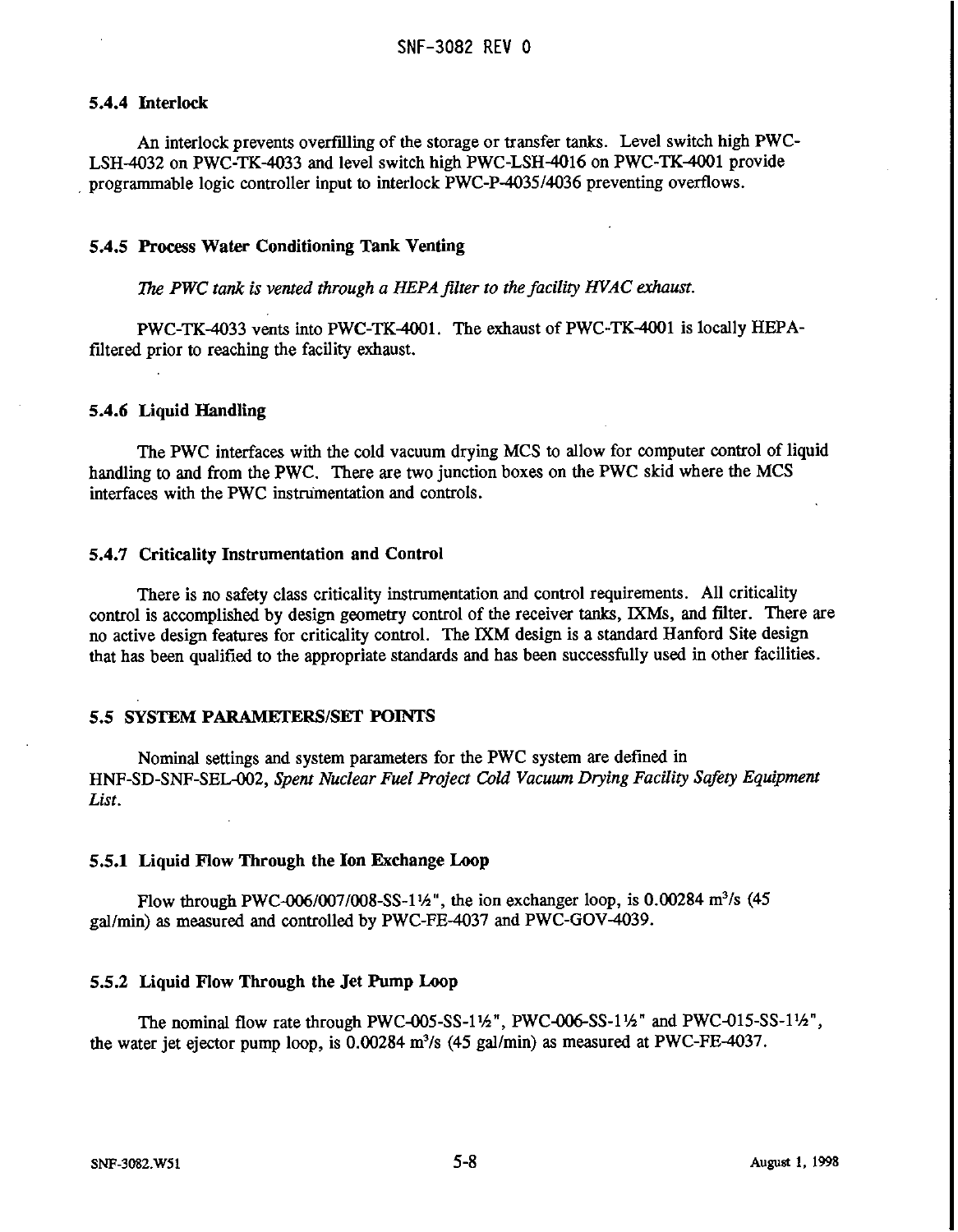### 5.4.4 Interlock

An interlock prevents overfilling of the storage or transfer tanks. Level switch high PWC-LSH-4032 on PWC-TK-4033 and level switch high PWC-LSH-4016 on PWC-TK-4001 provide programmable logic controller input to interlock PWC-P-4035/4036 preventing overflows.

### 5.4.5 Process Water Conditioning Tank Venting

*The PWC tank is vented through a HEPA filter to the facility HVAC exhaust.*

PWC-TK-4033 vents into PWC-TK-4001. The exhaust of PWC-TK-4001 is locally HEPA-filtered prior to reaching the facility exhaust.

### 5.4.6 Liquid Handling

The PWC interfaces with the cold vacuum drying MCS to allow for computer control of liquid handling to and from the PWC. There are two junction boxes on the PWC skid where the MCS interfaces with the PWC instrumentation and controls.

### 5.4.7 Criticality Instrumentation and Control

There is no safety class criticality instrumentation and control requirements. All criticality control is accomplished by design geometry control of the receiver tanks, IXMs, and filter. There are no active design features for criticality control. The IXM design is a standard Hanford Site design that has been qualified to the appropriate standards and has been successfully used in other facilities.

## 5.5 SYSTEM PARAMETERS/SET POINTS

Nominal settings and system parameters for the PWC system are defined in HNF-SD-SNF-SEL-002, *Spent Nuclear Fuel Project Cold Vacuum Drying Facility Safety Equipment List*.

### 5.5.1 Liquid Flow Through the Ion Exchange Loop

Flow through PWC-006/007/008-SS-1½", the ion exchanger loop, is 0.00284 $m^3/s$ (45 gal/min) as measured and controlled by PWC-FE-4037 and PWC-GOV-4039.

### 5.5.2 Liquid Flow Through the Jet Pump Loop

The nominal flow rate through PWC-005-SS-1½", PWC-006-SS-1½" and PWC-015-SS-1½", the water jet ejector pump loop, is 0.00284 $m^3/s$ (45 gal/min) as measured at PWC-FE-4037.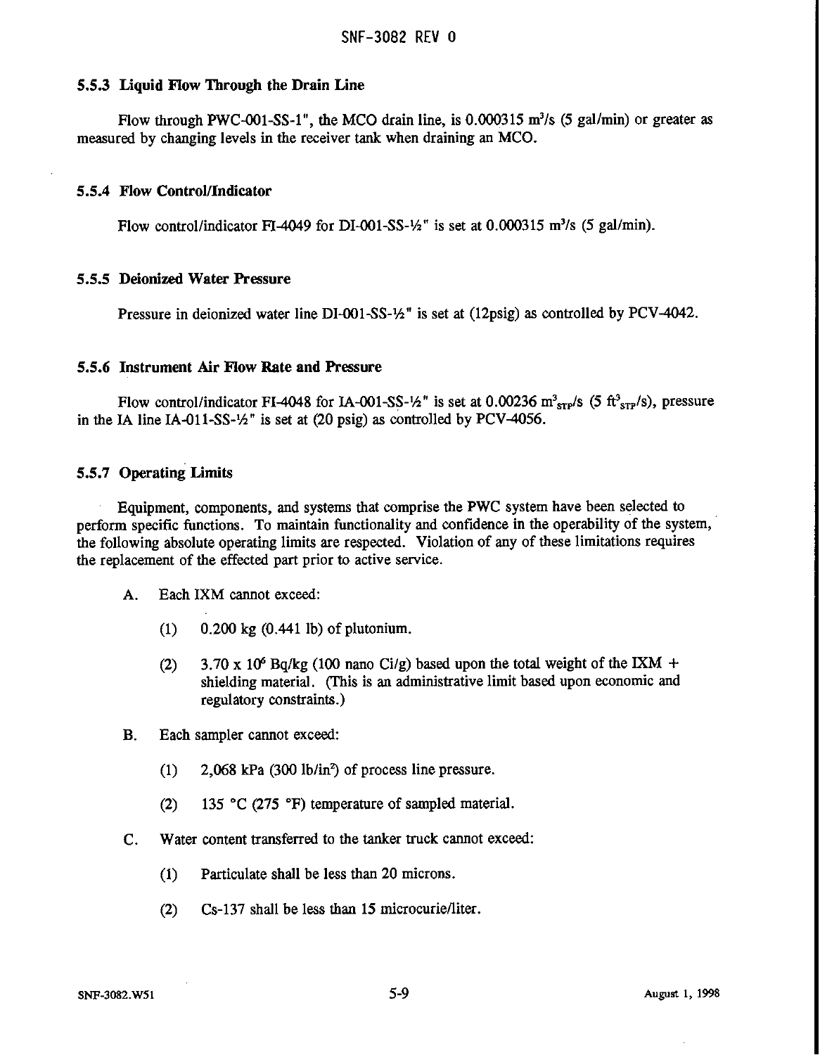### 5.5.3 Liquid Flow Through the Drain Line

Flow through PWC-001-SS-1", the MCO drain line, is 0.000315 $m^3/s$ (5 gal/min) or greater as measured by changing levels in the receiver tank when draining an MCO.

### 5.5.4 Flow Control/Indicator

Flow control/indicator FI-4049 for DI-001-SS-½" is set at 0.000315 $m^3/s$ (5 gal/min).

### 5.5.5 Deionized Water Pressure

Pressure in deionized water line DI-001-SS-½" is set at (12psig) as controlled by PCV-4042.

### 5.5.6 Instrument Air Flow Rate and Pressure

Flow control/indicator FI-4048 for IA-001-SS-½" is set at 0.00236 $m^3_{STP}/s$ (5 $ft^3_{STP}/s$), pressure in the IA line IA-011-SS-½" is set at (20 psig) as controlled by PCV-4056.

### 5.5.7 Operating Limits

Equipment, components, and systems that comprise the PWC system have been selected to perform specific functions. To maintain functionality and confidence in the operability of the system, the following absolute operating limits are respected. Violation of any of these limitations requires the replacement of the effected part prior to active service.

A. Each IXM cannot exceed:

 (1) 0.200 kg (0.441 lb) of plutonium.

 (2) $3.70 \times 10^6$ Bq/kg (100 nano Ci/g) based upon the total weight of the IXM + shielding material. (This is an administrative limit based upon economic and regulatory constraints.)

B. Each sampler cannot exceed:

 (1) 2,068 kPa (300 $lb/in^2$) of process line pressure.

 (2) 135 °C (275 °F) temperature of sampled material.

C. Water content transferred to the tanker truck cannot exceed:

 (1) Particulate shall be less than 20 microns.

 (2) Cs-137 shall be less than 15 microcurie/liter.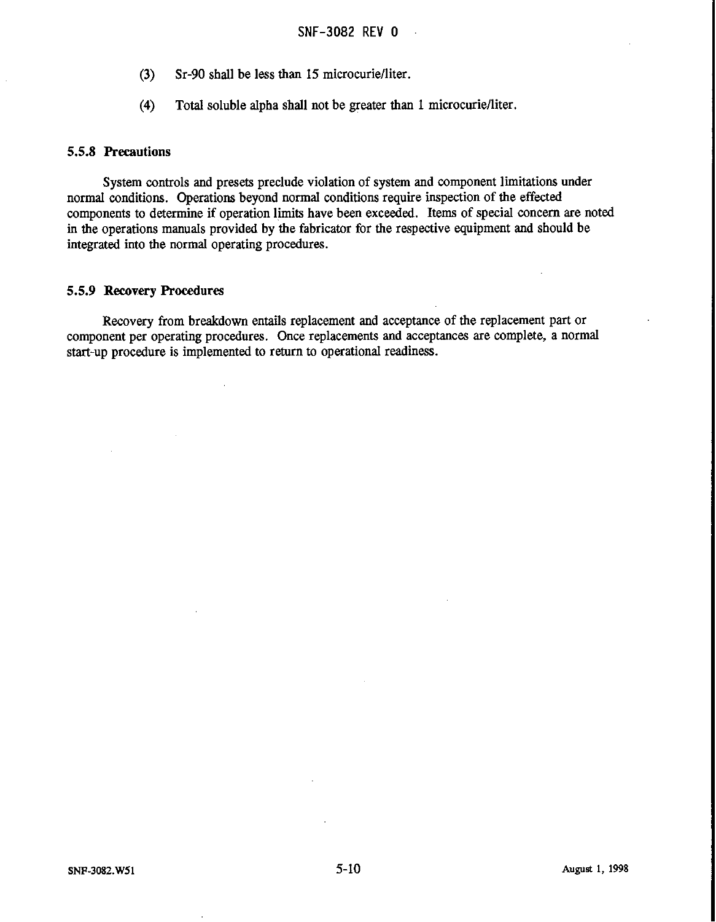(3) Sr-90 shall be less than 15 microcurie/liter.

(4) Total soluble alpha shall not be greater than 1 microcurie/liter.

### 5.5.8 Precautions

System controls and presets preclude violation of system and component limitations under normal conditions. Operations beyond normal conditions require inspection of the effected components to determine if operation limits have been exceeded. Items of special concern are noted in the operations manuals provided by the fabricator for the respective equipment and should be integrated into the normal operating procedures.

### 5.5.9 Recovery Procedures

Recovery from breakdown entails replacement and acceptance of the replacement part or component per operating procedures. Once replacements and acceptances are complete, a normal start-up procedure is implemented to return to operational readiness.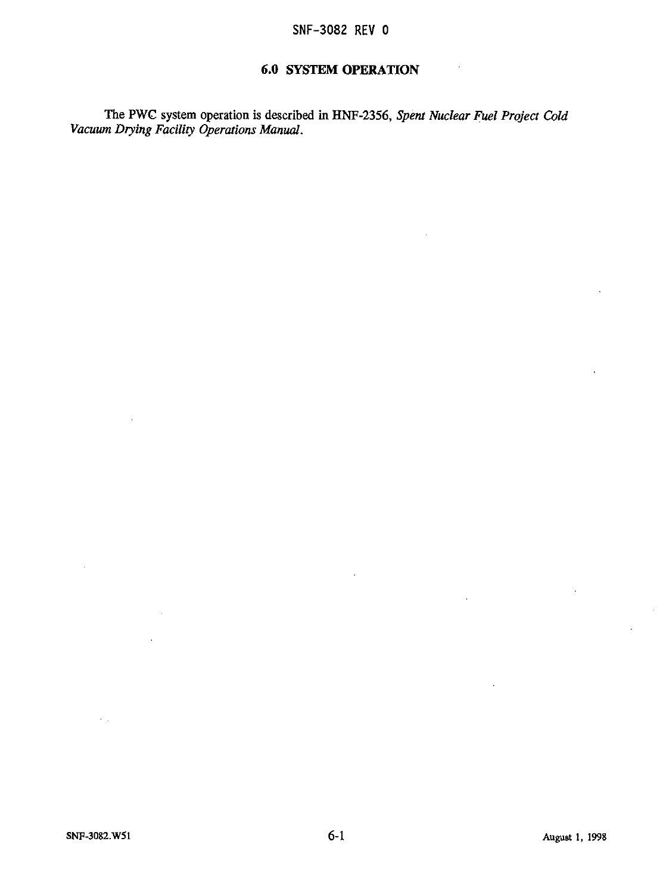## 6.0 SYSTEM OPERATION

The PWC system operation is described in HNF-2356, *Spent Nuclear Fuel Project Cold Vacuum Drying Facility Operations Manual*.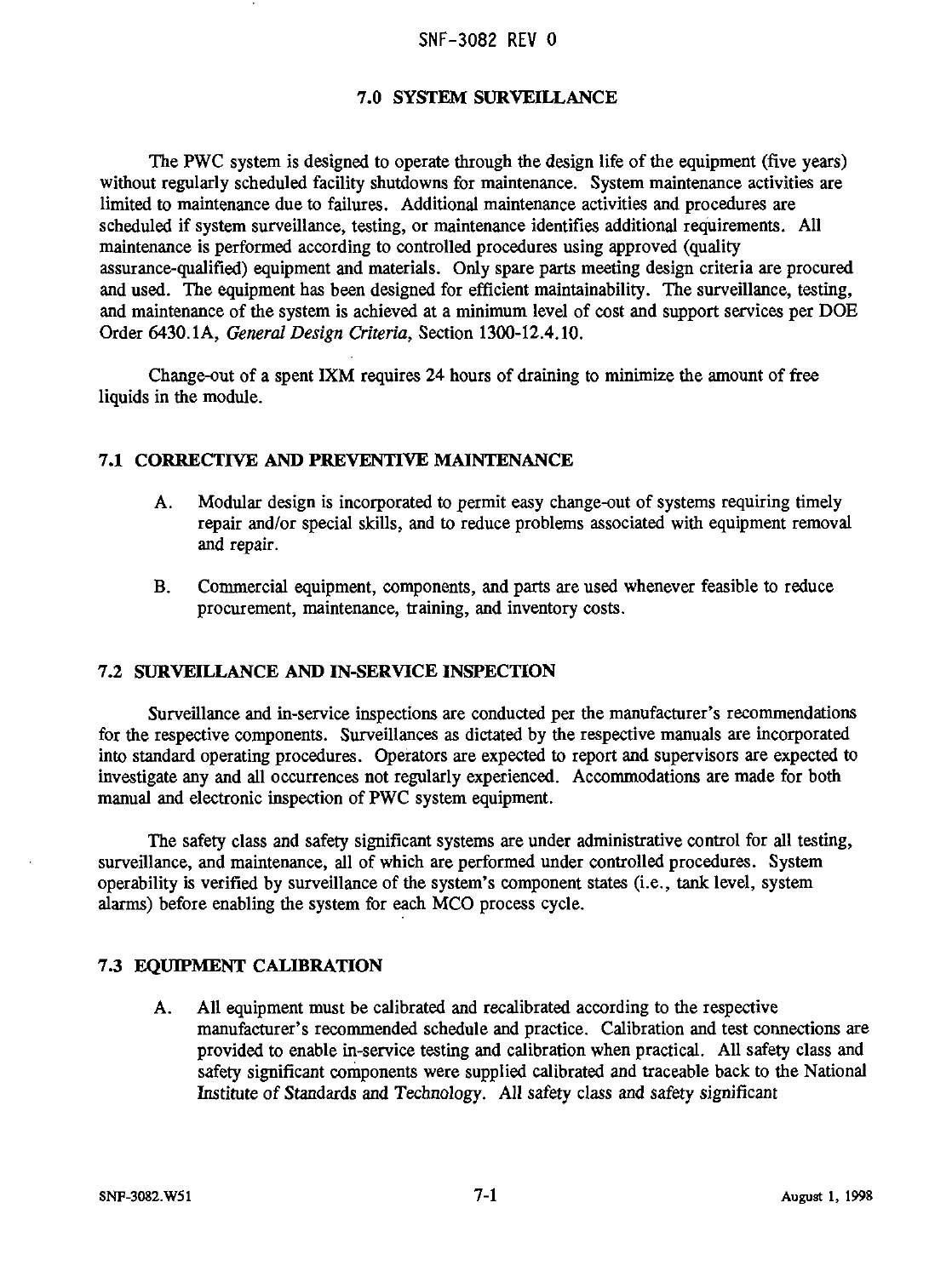## 7.0 SYSTEM SURVEILLANCE

The PWC system is designed to operate through the design life of the equipment (five years) without regularly scheduled facility shutdowns for maintenance. System maintenance activities are limited to maintenance due to failures. Additional maintenance activities and procedures are scheduled if system surveillance, testing, or maintenance identifies additional requirements. All maintenance is performed according to controlled procedures using approved (quality assurance-qualified) equipment and materials. Only spare parts meeting design criteria are procured and used. The equipment has been designed for efficient maintainability. The surveillance, testing, and maintenance of the system is achieved at a minimum level of cost and support services per DOE Order 6430.1A, *General Design Criteria*, Section 1300-12.4.10.

Change-out of a spent IXM requires 24 hours of draining to minimize the amount of free liquids in the module.

### 7.1 CORRECTIVE AND PREVENTIVE MAINTENANCE

A. Modular design is incorporated to permit easy change-out of systems requiring timely repair and/or special skills, and to reduce problems associated with equipment removal and repair.

B. Commercial equipment, components, and parts are used whenever feasible to reduce procurement, maintenance, training, and inventory costs.

### 7.2 SURVEILLANCE AND IN-SERVICE INSPECTION

Surveillance and in-service inspections are conducted per the manufacturer's recommendations for the respective components. Surveillances as dictated by the respective manuals are incorporated into standard operating procedures. Operators are expected to report and supervisors are expected to investigate any and all occurrences not regularly experienced. Accommodations are made for both manual and electronic inspection of PWC system equipment.

The safety class and safety significant systems are under administrative control for all testing, surveillance, and maintenance, all of which are performed under controlled procedures. System operability is verified by surveillance of the system's component states (i.e., tank level, system alarms) before enabling the system for each MCO process cycle.

### 7.3 EQUIPMENT CALIBRATION

A. All equipment must be calibrated and recalibrated according to the respective manufacturer's recommended schedule and practice. Calibration and test connections are provided to enable in-service testing and calibration when practical. All safety class and safety significant components were supplied calibrated and traceable back to the National Institute of Standards and Technology. All safety class and safety significant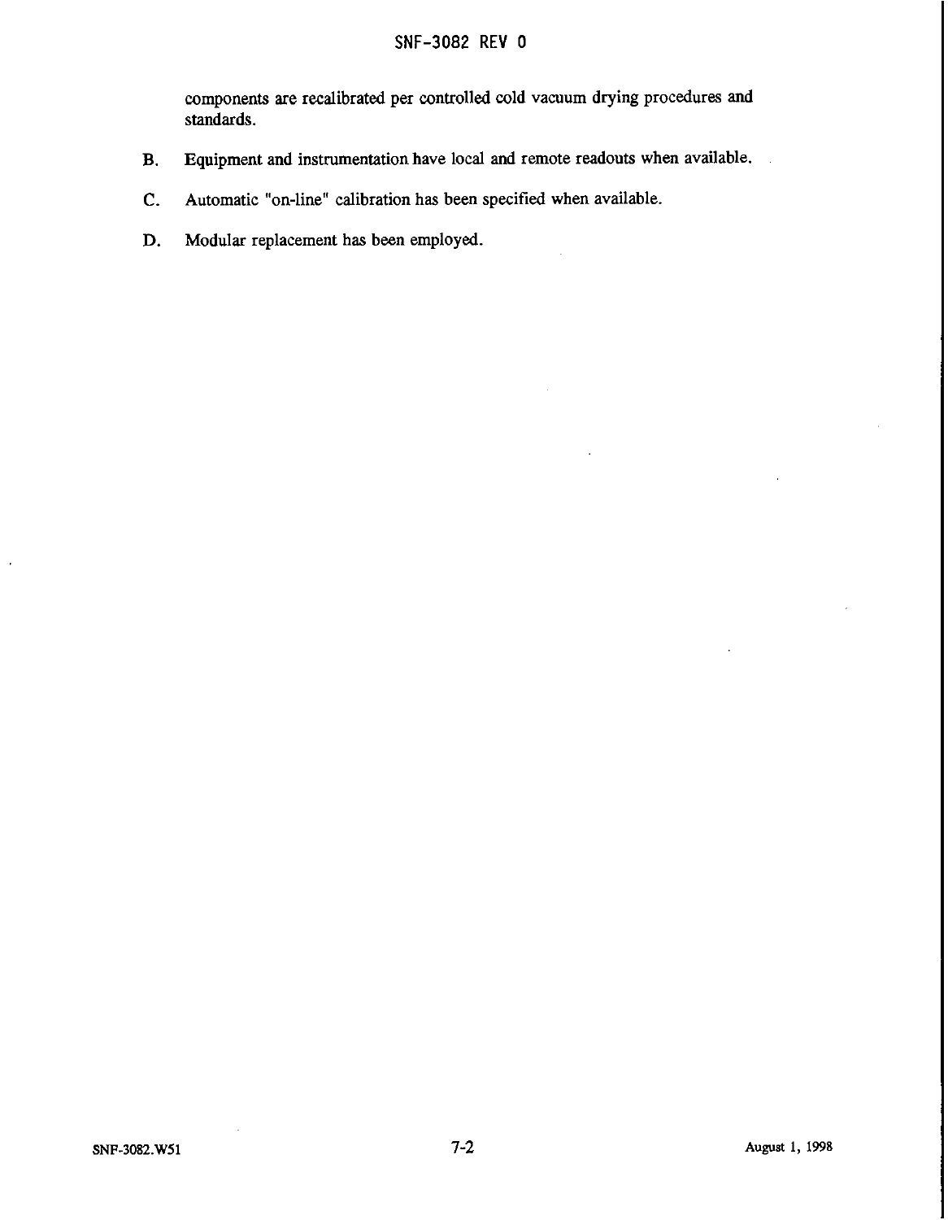components are recalibrated per controlled cold vacuum drying procedures and standards.

B. Equipment and instrumentation have local and remote readouts when available.

C. Automatic "on-line" calibration has been specified when available.

D. Modular replacement has been employed.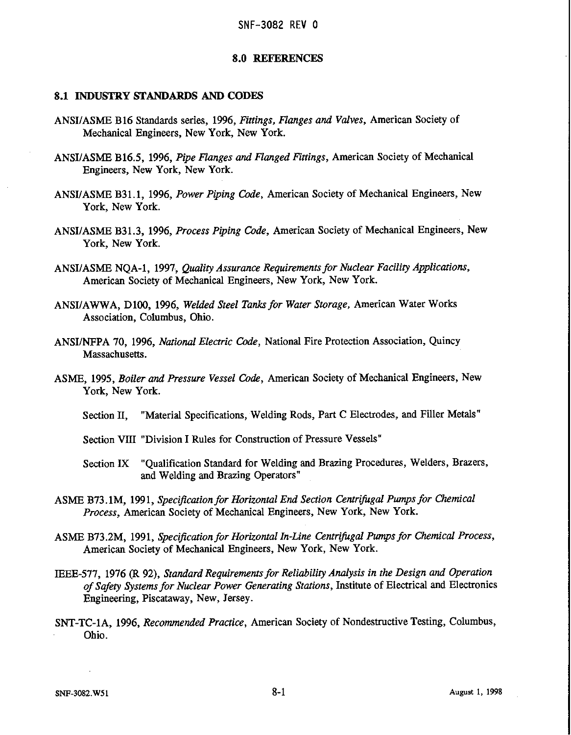## 8.0 REFERENCES

### 8.1 INDUSTRY STANDARDS AND CODES

ANSI/ASME B16 Standards series, 1996, *Fittings, Flanges and Valves*, American Society of Mechanical Engineers, New York, New York.

ANSI/ASME B16.5, 1996, *Pipe Flanges and Flanged Fittings*, American Society of Mechanical Engineers, New York, New York.

ANSI/ASME B31.1, 1996, *Power Piping Code*, American Society of Mechanical Engineers, New York, New York.

ANSI/ASME B31.3, 1996, *Process Piping Code*, American Society of Mechanical Engineers, New York, New York.

ANSI/ASME NQA-1, 1997, *Quality Assurance Requirements for Nuclear Facility Applications*, American Society of Mechanical Engineers, New York, New York.

ANSI/AWWA, D100, 1996, *Welded Steel Tanks for Water Storage*, American Water Works Association, Columbus, Ohio.

ANSI/NFPA 70, 1996, *National Electric Code*, National Fire Protection Association, Quincy Massachusetts.

ASME, 1995, *Boiler and Pressure Vessel Code*, American Society of Mechanical Engineers, New York, New York.

Section II, "Material Specifications, Welding Rods, Part C Electrodes, and Filler Metals"

Section VIII "Division I Rules for Construction of Pressure Vessels"

Section IX "Qualification Standard for Welding and Brazing Procedures, Welders, Brazers, and Welding and Brazing Operators"

ASME B73.1M, 1991, *Specification for Horizontal End Section Centrifugal Pumps for Chemical Process*, American Society of Mechanical Engineers, New York, New York.

ASME B73.2M, 1991, *Specification for Horizontal In-Line Centrifugal Pumps for Chemical Process*, American Society of Mechanical Engineers, New York, New York.

IEEE-577, 1976 (R 92), *Standard Requirements for Reliability Analysis in the Design and Operation of Safety Systems for Nuclear Power Generating Stations*, Institute of Electrical and Electronics Engineering, Piscataway, New, Jersey.

SNT-TC-1A, 1996, *Recommended Practice*, American Society of Nondestructive Testing, Columbus, Ohio.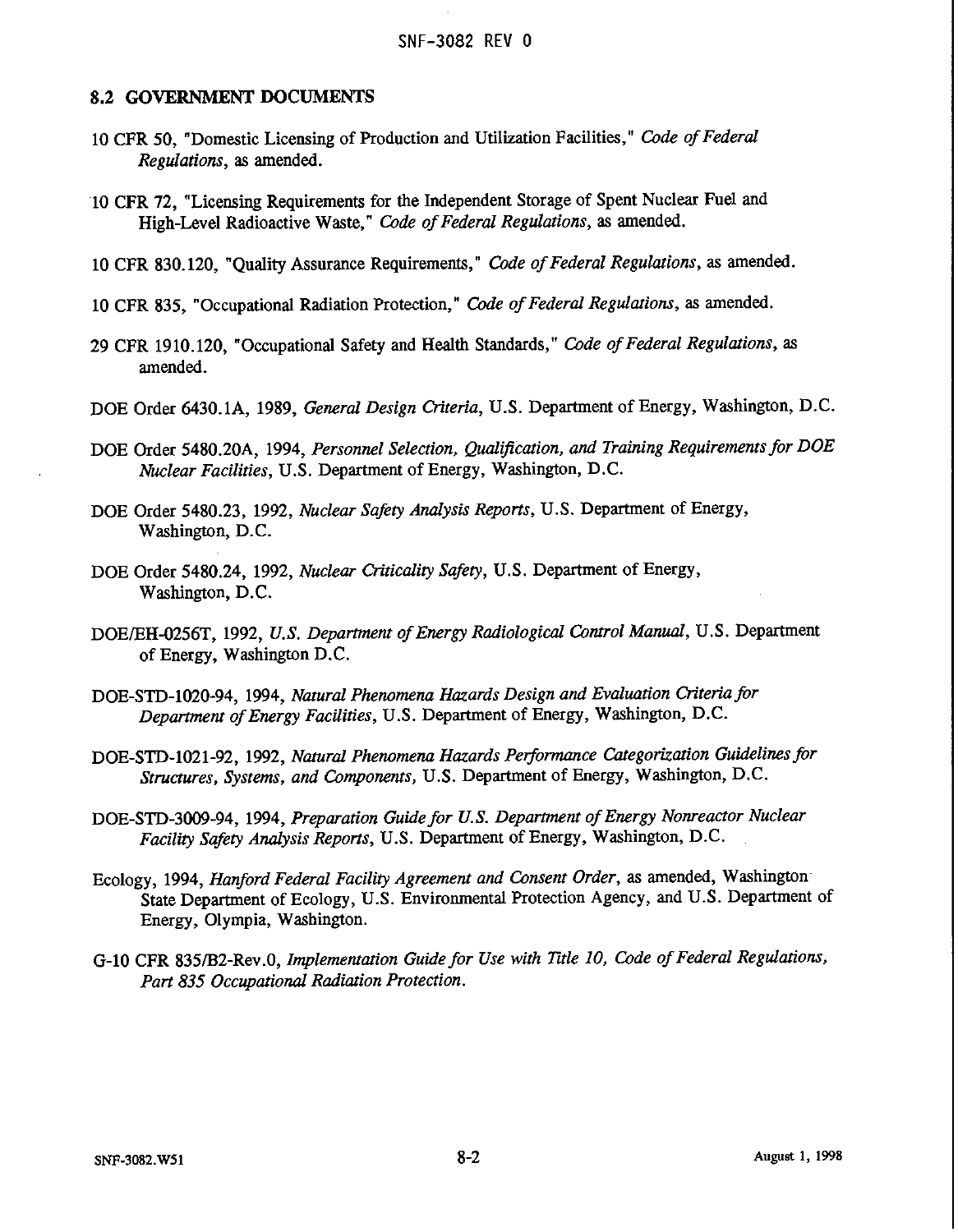## 8.2 GOVERNMENT DOCUMENTS

10 CFR 50, "Domestic Licensing of Production and Utilization Facilities," *Code of Federal Regulations*, as amended.

10 CFR 72, "Licensing Requirements for the Independent Storage of Spent Nuclear Fuel and High-Level Radioactive Waste," *Code of Federal Regulations*, as amended.

10 CFR 830.120, "Quality Assurance Requirements," *Code of Federal Regulations*, as amended.

10 CFR 835, "Occupational Radiation Protection," *Code of Federal Regulations*, as amended.

29 CFR 1910.120, "Occupational Safety and Health Standards," *Code of Federal Regulations*, as amended.

DOE Order 6430.1A, 1989, *General Design Criteria*, U.S. Department of Energy, Washington, D.C.

DOE Order 5480.20A, 1994, *Personnel Selection, Qualification, and Training Requirements for DOE Nuclear Facilities*, U.S. Department of Energy, Washington, D.C.

DOE Order 5480.23, 1992, *Nuclear Safety Analysis Reports*, U.S. Department of Energy, Washington, D.C.

DOE Order 5480.24, 1992, *Nuclear Criticality Safety*, U.S. Department of Energy, Washington, D.C.

DOE/EH-0256T, 1992, *U.S. Department of Energy Radiological Control Manual*, U.S. Department of Energy, Washington D.C.

DOE-STD-1020-94, 1994, *Natural Phenomena Hazards Design and Evaluation Criteria for Department of Energy Facilities*, U.S. Department of Energy, Washington, D.C.

DOE-STD-1021-92, 1992, *Natural Phenomena Hazards Performance Categorization Guidelines for Structures, Systems, and Components*, U.S. Department of Energy, Washington, D.C.

DOE-STD-3009-94, 1994, *Preparation Guide for U.S. Department of Energy Nonreactor Nuclear Facility Safety Analysis Reports*, U.S. Department of Energy, Washington, D.C.

Ecology, 1994, *Hanford Federal Facility Agreement and Consent Order*, as amended, Washington State Department of Ecology, U.S. Environmental Protection Agency, and U.S. Department of Energy, Olympia, Washington.

G-10 CFR 835/B2-Rev.0, *Implementation Guide for Use with Title 10, Code of Federal Regulations, Part 835 Occupational Radiation Protection.*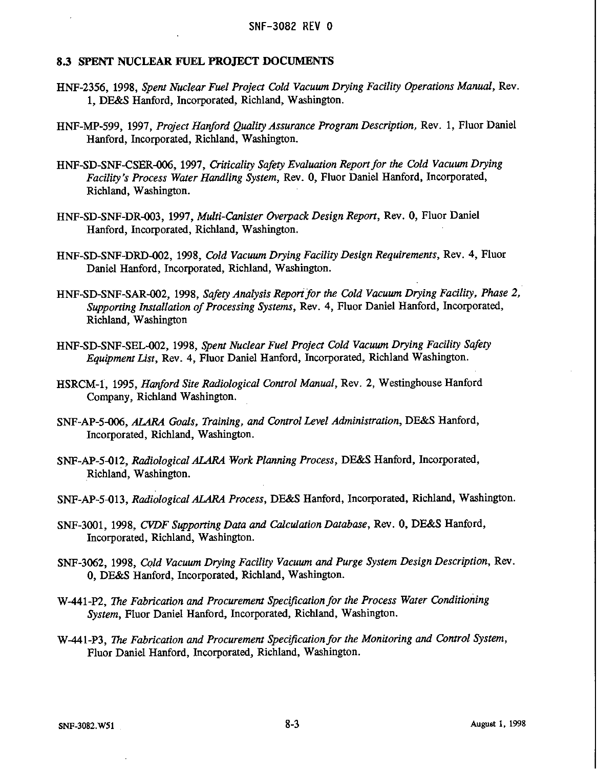## 8.3 SPENT NUCLEAR FUEL PROJECT DOCUMENTS

HNF-2356, 1998, *Spent Nuclear Fuel Project Cold Vacuum Drying Facility Operations Manual*, Rev. 1, DE&S Hanford, Incorporated, Richland, Washington.

HNF-MP-599, 1997, *Project Hanford Quality Assurance Program Description*, Rev. 1, Fluor Daniel Hanford, Incorporated, Richland, Washington.

HNF-SD-SNF-CSER-006, 1997, *Criticality Safety Evaluation Report for the Cold Vacuum Drying Facility's Process Water Handling System*, Rev. 0, Fluor Daniel Hanford, Incorporated, Richland, Washington.

HNF-SD-SNF-DR-003, 1997, *Multi-Canister Overpack Design Report*, Rev. 0, Fluor Daniel Hanford, Incorporated, Richland, Washington.

HNF-SD-SNF-DRD-002, 1998, *Cold Vacuum Drying Facility Design Requirements*, Rev. 4, Fluor Daniel Hanford, Incorporated, Richland, Washington.

HNF-SD-SNF-SAR-002, 1998, *Safety Analysis Report for the Cold Vacuum Drying Facility, Phase 2, Supporting Installation of Processing Systems*, Rev. 4, Fluor Daniel Hanford, Incorporated, Richland, Washington

HNF-SD-SNF-SEL-002, 1998, *Spent Nuclear Fuel Project Cold Vacuum Drying Facility Safety Equipment List*, Rev. 4, Fluor Daniel Hanford, Incorporated, Richland Washington.

HSRCM-1, 1995, *Hanford Site Radiological Control Manual*, Rev. 2, Westinghouse Hanford Company, Richland Washington.

SNF-AP-5-006, *ALARA Goals, Training, and Control Level Administration*, DE&S Hanford, Incorporated, Richland, Washington.

SNF-AP-5-012, *Radiological ALARA Work Planning Process*, DE&S Hanford, Incorporated, Richland, Washington.

SNF-AP-5-013, *Radiological ALARA Process*, DE&S Hanford, Incorporated, Richland, Washington.

SNF-3001, 1998, *CVDF Supporting Data and Calculation Database*, Rev. 0, DE&S Hanford, Incorporated, Richland, Washington.

SNF-3062, 1998, *Cold Vacuum Drying Facility Vacuum and Purge System Design Description*, Rev. 0, DE&S Hanford, Incorporated, Richland, Washington.

W-441-P2, *The Fabrication and Procurement Specification for the Process Water Conditioning System*, Fluor Daniel Hanford, Incorporated, Richland, Washington.

W-441-P3, *The Fabrication and Procurement Specification for the Monitoring and Control System*, Fluor Daniel Hanford, Incorporated, Richland, Washington.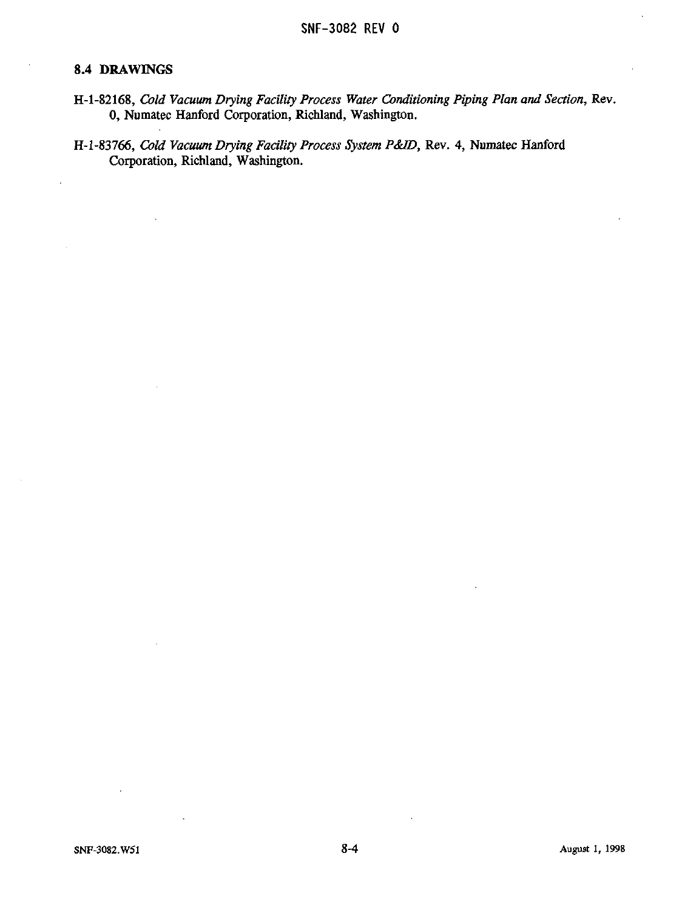## 8.4 DRAWINGS

H-1-82168, *Cold Vacuum Drying Facility Process Water Conditioning Piping Plan and Section*, Rev. 0, Numatec Hanford Corporation, Richland, Washington.

H-1-83766, *Cold Vacuum Drying Facility Process System P&ID*, Rev. 4, Numatec Hanford Corporation, Richland, Washington.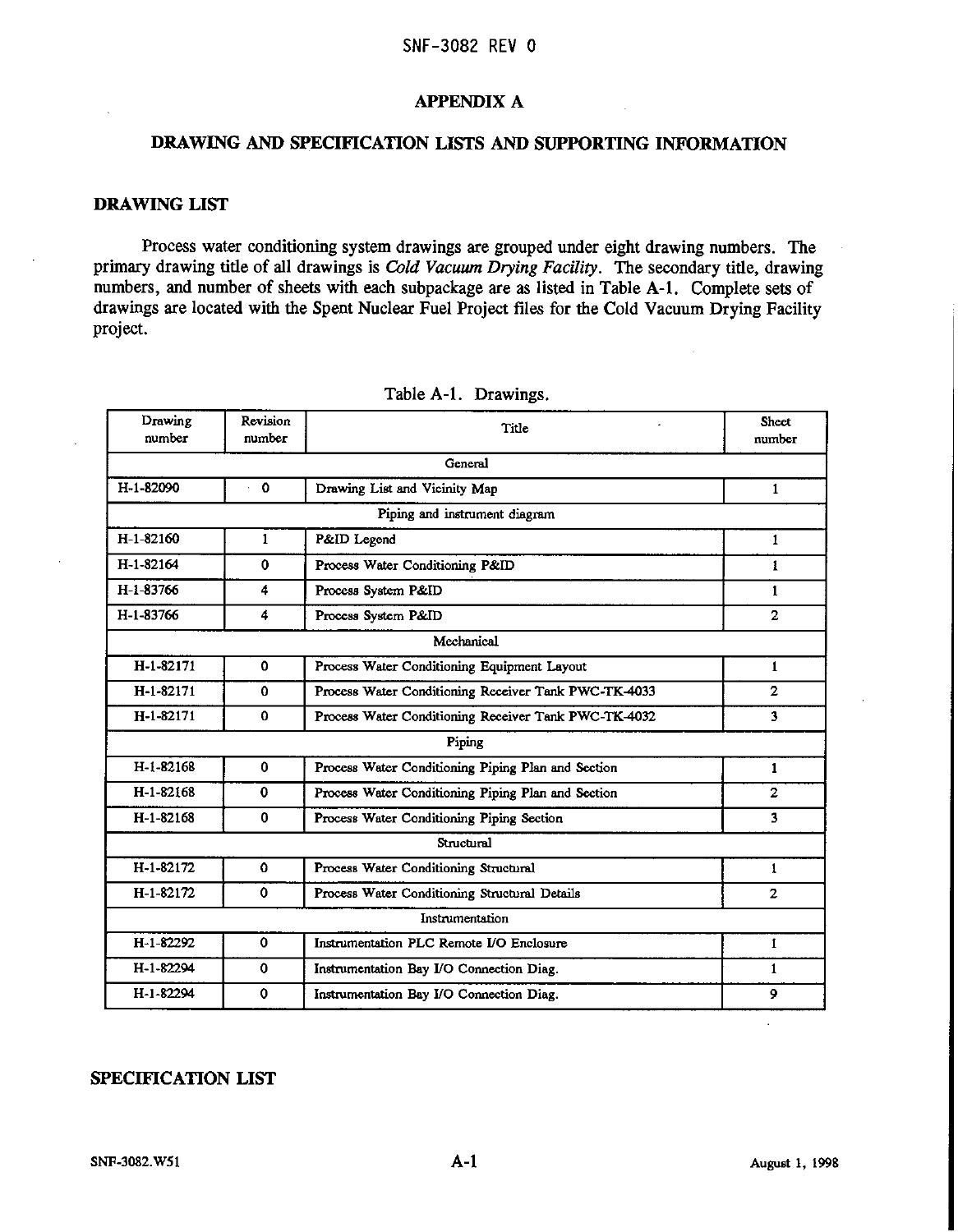## APPENDIX A

## DRAWING AND SPECIFICATION LISTS AND SUPPORTING INFORMATION

### DRAWING LIST

Process water conditioning system drawings are grouped under eight drawing numbers. The primary drawing title of all drawings is *Cold Vacuum Drying Facility*. The secondary title, drawing numbers, and number of sheets with each subpackage are as listed in Table A-1. Complete sets of drawings are located with the Spent Nuclear Fuel Project files for the Cold Vacuum Drying Facility project.

Table A-1. Drawings.

| Drawing number | Revision number | Title | Sheet number |
|---|---|---|---|
| General | | | |
| H-1-82090 | 0 | Drawing List and Vicinity Map | 1 |
| Piping and instrument diagram | | | |
| H-1-82160 | 1 | P&ID Legend | 1 |
| H-1-82164 | 0 | Process Water Conditioning P&ID | 1 |
| H-1-83766 | 4 | Process System P&ID | 1 |
| H-1-83766 | 4 | Process System P&ID | 2 |
| Mechanical | | | |
| H-1-82171 | 0 | Process Water Conditioning Equipment Layout | 1 |
| H-1-82171 | 0 | Process Water Conditioning Receiver Tank PWC-TK-4033 | 2 |
| H-1-82171 | 0 | Process Water Conditioning Receiver Tank PWC-TK-4032 | 3 |
| Piping | | | |
| H-1-82168 | 0 | Process Water Conditioning Piping Plan and Section | 1 |
| H-1-82168 | 0 | Process Water Conditioning Piping Plan and Section | 2 |
| H-1-82168 | 0 | Process Water Conditioning Piping Section | 3 |
| Structural | | | |
| H-1-82172 | 0 | Process Water Conditioning Structural | 1 |
| H-1-82172 | 0 | Process Water Conditioning Structural Details | 2 |
| Instrumentation | | | |
| H-1-82292 | 0 | Instrumentation PLC Remote I/O Enclosure | 1 |
| H-1-82294 | 0 | Instrumentation Bay I/O Connection Diag. | 1 |
| H-1-82294 | 0 | Instrumentation Bay I/O Connection Diag. | 9 |

### SPECIFICATION LIST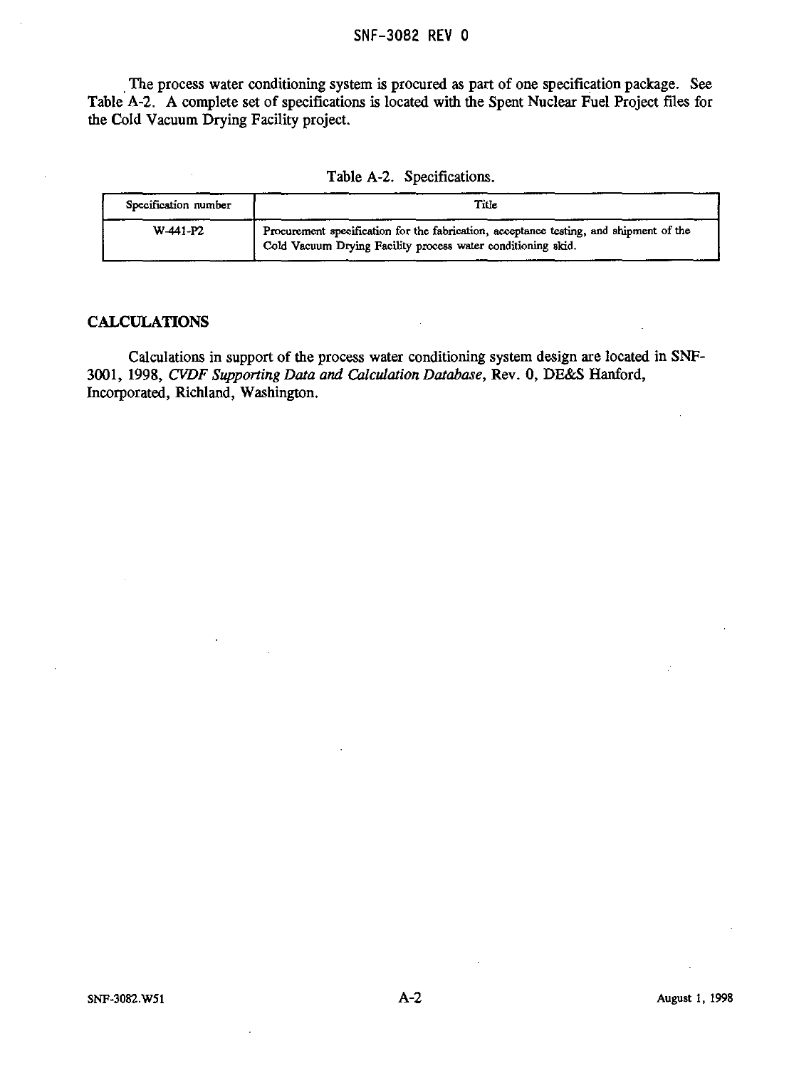The process water conditioning system is procured as part of one specification package. See Table A-2. A complete set of specifications is located with the Spent Nuclear Fuel Project files for the Cold Vacuum Drying Facility project.

Table A-2. Specifications.

| Specification number | Title |
|---|---|
| W-441-P2 | Procurement specification for the fabrication, acceptance testing, and shipment of the Cold Vacuum Drying Facility process water conditioning skid. |

## CALCULATIONS

Calculations in support of the process water conditioning system design are located in SNF-3001, 1998, *CVDF Supporting Data and Calculation Database*, Rev. 0, DE&S Hanford, Incorporated, Richland, Washington.